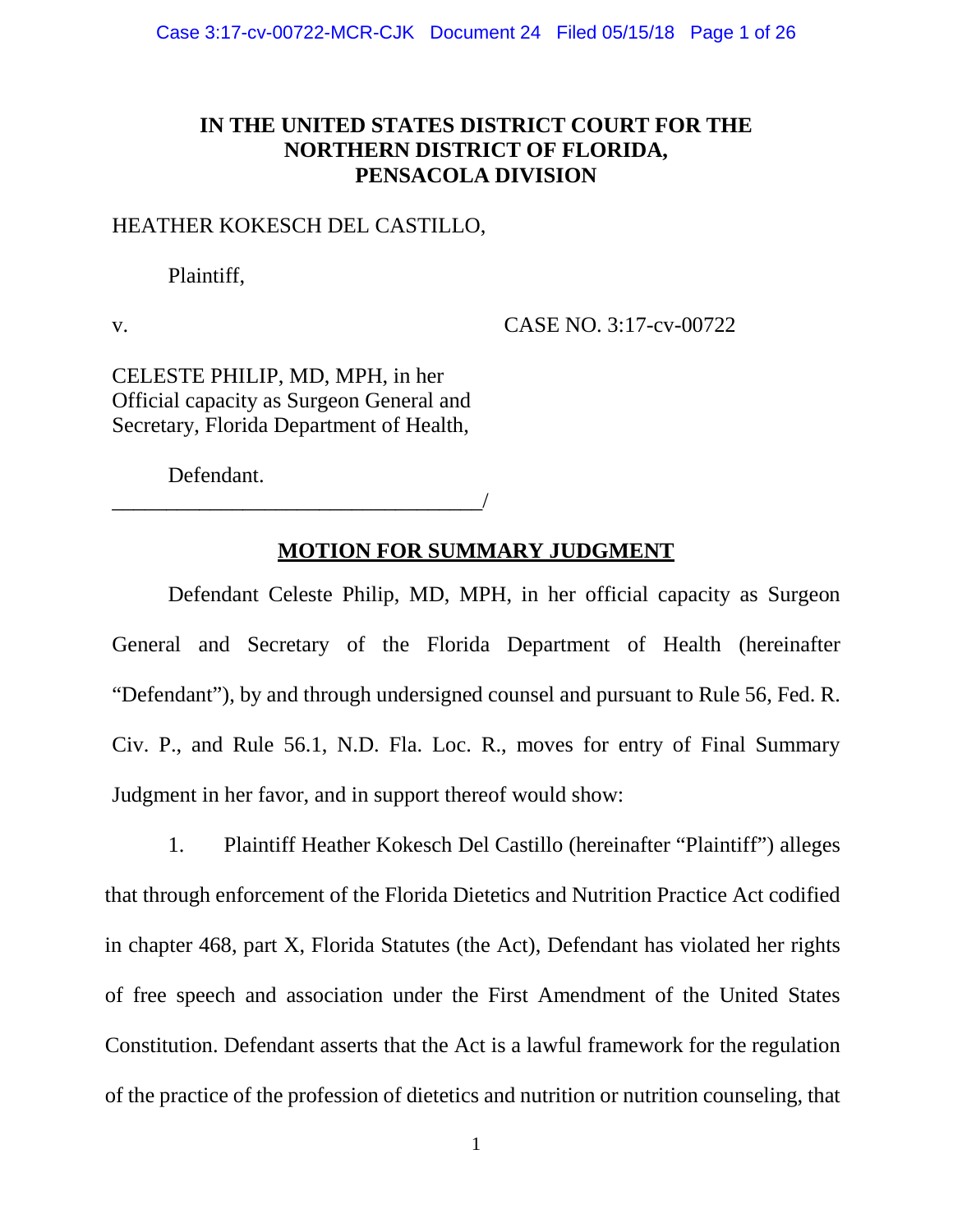# IN THE UNITED STATES DISTRICT COURT FOR THE NORTHERN DISTRICT OF FLORIDA, PENSACOLA DIVISION

HEATHER KOKESCH DEL CASTILLO,

Plaintiff,

v. CASE NO. 3:17-cv-00722

CELESTE PHILIP, MD, MPH, in her Official capacity as Surgeon General and Secretary, Florida Department of Health,

Defendant.

___________________________________/

## MOTION FOR SUMMARY JUDGMENT

Defendant Celeste Philip, MD, MPH, in her official capacity as Surgeon General and Secretary of the Florida Department of Health (hereinafter "Defendant"), by and through undersigned counsel and pursuant to Rule 56, Fed. R. Civ. P., and Rule 56.1, N.D. Fla. Loc. R., moves for entry of Final Summary Judgment in her favor, and in support thereof would show:

1. Plaintiff Heather Kokesch Del Castillo (hereinafter "Plaintiff") alleges that through enforcement of the Florida Dietetics and Nutrition Practice Act codified in chapter 468, part X, Florida Statutes (the Act), Defendant has violated her rights of free speech and association under the First Amendment of the United States Constitution. Defendant asserts that the Act is a lawful framework for the regulation of the practice of the profession of dietetics and nutrition or nutrition counseling, that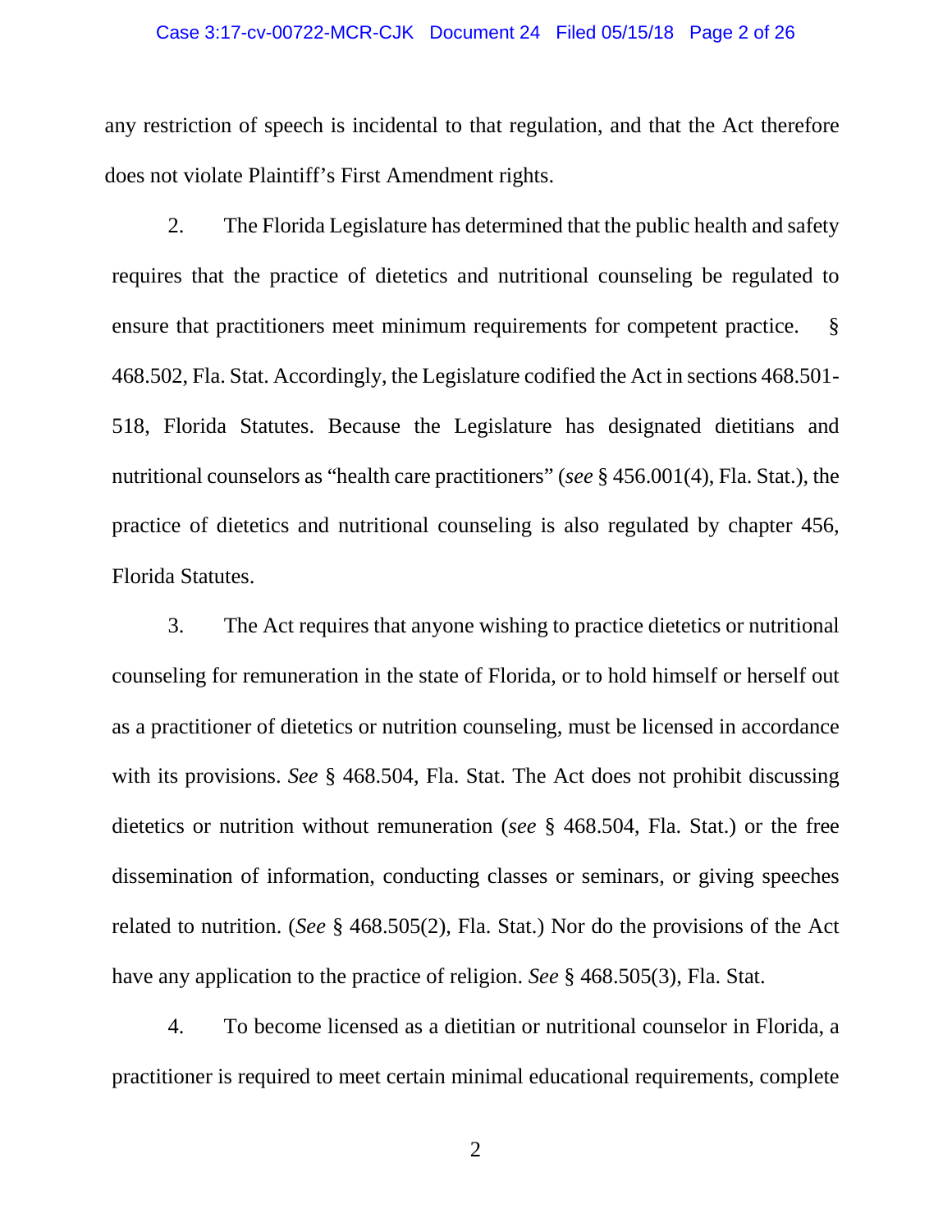any restriction of speech is incidental to that regulation, and that the Act therefore does not violate Plaintiff's First Amendment rights.

2. The Florida Legislature has determined that the public health and safety requires that the practice of dietetics and nutritional counseling be regulated to ensure that practitioners meet minimum requirements for competent practice. § 468.502, Fla. Stat. Accordingly, the Legislature codified the Act in sections 468.501-518, Florida Statutes. Because the Legislature has designated dietitians and nutritional counselors as "health care practitioners" (*see* § 456.001(4), Fla. Stat.), the practice of dietetics and nutritional counseling is also regulated by chapter 456, Florida Statutes.

3. The Act requires that anyone wishing to practice dietetics or nutritional counseling for remuneration in the state of Florida, or to hold himself or herself out as a practitioner of dietetics or nutrition counseling, must be licensed in accordance with its provisions. *See* § 468.504, Fla. Stat. The Act does not prohibit discussing dietetics or nutrition without remuneration (*see* § 468.504, Fla. Stat.) or the free dissemination of information, conducting classes or seminars, or giving speeches related to nutrition. (*See* § 468.505(2), Fla. Stat.) Nor do the provisions of the Act have any application to the practice of religion. *See* § 468.505(3), Fla. Stat.

4. To become licensed as a dietitian or nutritional counselor in Florida, a practitioner is required to meet certain minimal educational requirements, complete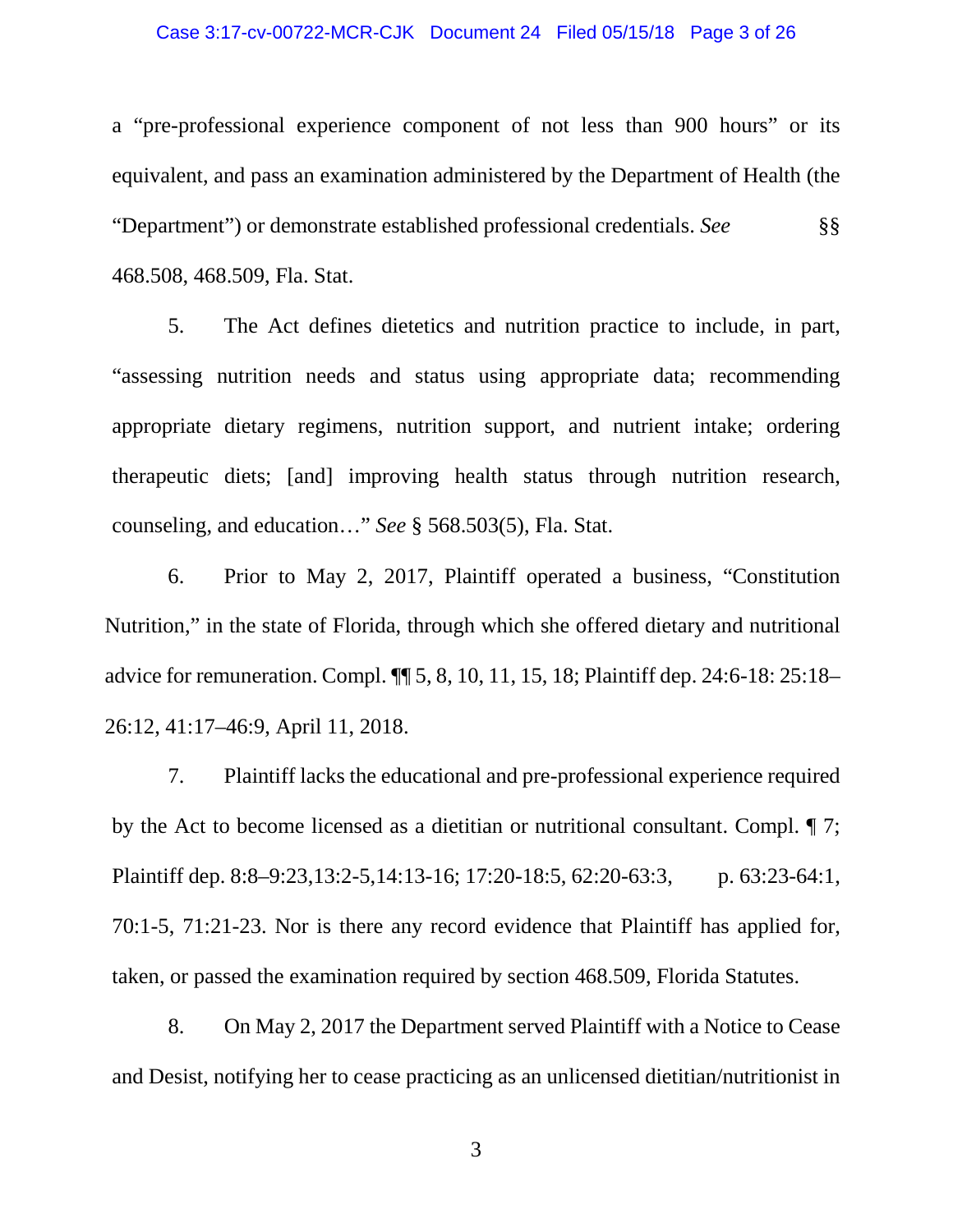a "pre-professional experience component of not less than 900 hours" or its equivalent, and pass an examination administered by the Department of Health (the "Department") or demonstrate established professional credentials. *See* §§ 468.508, 468.509, Fla. Stat.

5. The Act defines dietetics and nutrition practice to include, in part, "assessing nutrition needs and status using appropriate data; recommending appropriate dietary regimens, nutrition support, and nutrient intake; ordering therapeutic diets; [and] improving health status through nutrition research, counseling, and education…" *See* § 568.503(5), Fla. Stat.

6. Prior to May 2, 2017, Plaintiff operated a business, "Constitution Nutrition," in the state of Florida, through which she offered dietary and nutritional advice for remuneration. Compl. ¶¶ 5, 8, 10, 11, 15, 18; Plaintiff dep. 24:6-18: 25:18–26:12, 41:17–46:9, April 11, 2018.

7. Plaintiff lacks the educational and pre-professional experience required by the Act to become licensed as a dietitian or nutritional consultant. Compl. ¶ 7; Plaintiff dep. 8:8–9:23,13:2-5,14:13-16; 17:20-18:5, 62:20-63:3, p. 63:23-64:1, 70:1-5, 71:21-23. Nor is there any record evidence that Plaintiff has applied for, taken, or passed the examination required by section 468.509, Florida Statutes.

8. On May 2, 2017 the Department served Plaintiff with a Notice to Cease and Desist, notifying her to cease practicing as an unlicensed dietitian/nutritionist in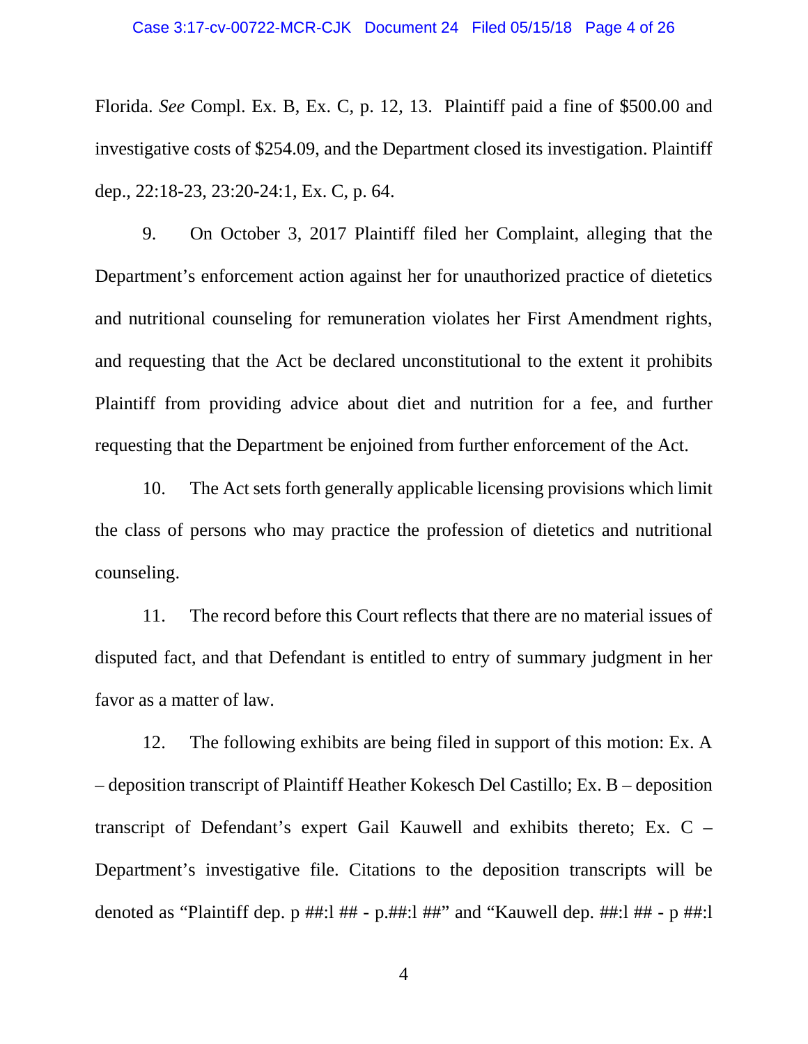Florida. *See* Compl. Ex. B, Ex. C, p. 12, 13. Plaintiff paid a fine of $500.00 and investigative costs of $254.09, and the Department closed its investigation. Plaintiff dep., 22:18-23, 23:20-24:1, Ex. C, p. 64.

9. On October 3, 2017 Plaintiff filed her Complaint, alleging that the Department's enforcement action against her for unauthorized practice of dietetics and nutritional counseling for remuneration violates her First Amendment rights, and requesting that the Act be declared unconstitutional to the extent it prohibits Plaintiff from providing advice about diet and nutrition for a fee, and further requesting that the Department be enjoined from further enforcement of the Act.

10. The Act sets forth generally applicable licensing provisions which limit the class of persons who may practice the profession of dietetics and nutritional counseling.

11. The record before this Court reflects that there are no material issues of disputed fact, and that Defendant is entitled to entry of summary judgment in her favor as a matter of law.

12. The following exhibits are being filed in support of this motion: Ex. A – deposition transcript of Plaintiff Heather Kokesch Del Castillo; Ex. B – deposition transcript of Defendant's expert Gail Kauwell and exhibits thereto; Ex. C – Department's investigative file. Citations to the deposition transcripts will be denoted as "Plaintiff dep. p ##:l ## - p.##:l ##" and "Kauwell dep. ##:l ## - p ##:l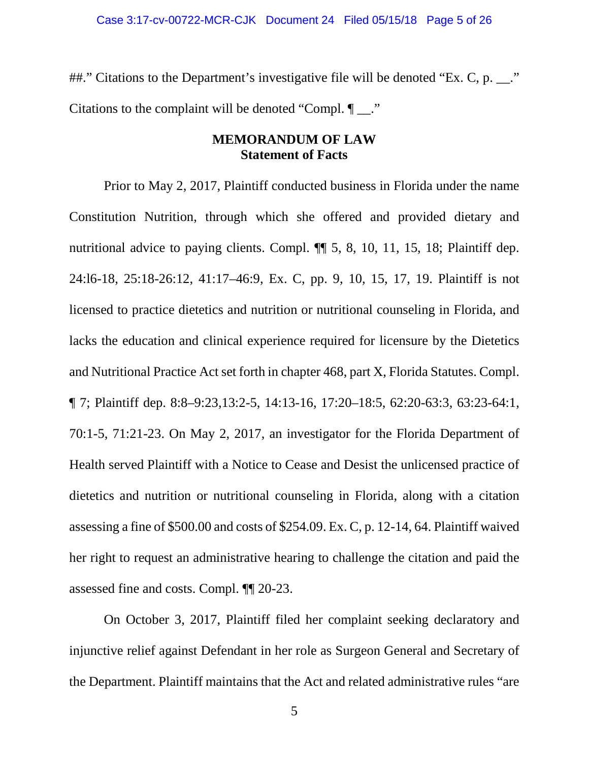##." Citations to the Department's investigative file will be denoted "Ex. C, p. __." Citations to the complaint will be denoted "Compl. ¶ __."

**MEMORANDUM OF LAW**
**Statement of Facts**

Prior to May 2, 2017, Plaintiff conducted business in Florida under the name Constitution Nutrition, through which she offered and provided dietary and nutritional advice to paying clients. Compl. ¶¶ 5, 8, 10, 11, 15, 18; Plaintiff dep. 24:l6-18, 25:18-26:12, 41:17–46:9, Ex. C, pp. 9, 10, 15, 17, 19. Plaintiff is not licensed to practice dietetics and nutrition or nutritional counseling in Florida, and lacks the education and clinical experience required for licensure by the Dietetics and Nutritional Practice Act set forth in chapter 468, part X, Florida Statutes. Compl. ¶ 7; Plaintiff dep. 8:8–9:23,13:2-5, 14:13-16, 17:20–18:5, 62:20-63:3, 63:23-64:1, 70:1-5, 71:21-23. On May 2, 2017, an investigator for the Florida Department of Health served Plaintiff with a Notice to Cease and Desist the unlicensed practice of dietetics and nutrition or nutritional counseling in Florida, along with a citation assessing a fine of $500.00 and costs of $254.09. Ex. C, p. 12-14, 64. Plaintiff waived her right to request an administrative hearing to challenge the citation and paid the assessed fine and costs. Compl. ¶¶ 20-23.

On October 3, 2017, Plaintiff filed her complaint seeking declaratory and injunctive relief against Defendant in her role as Surgeon General and Secretary of the Department. Plaintiff maintains that the Act and related administrative rules "are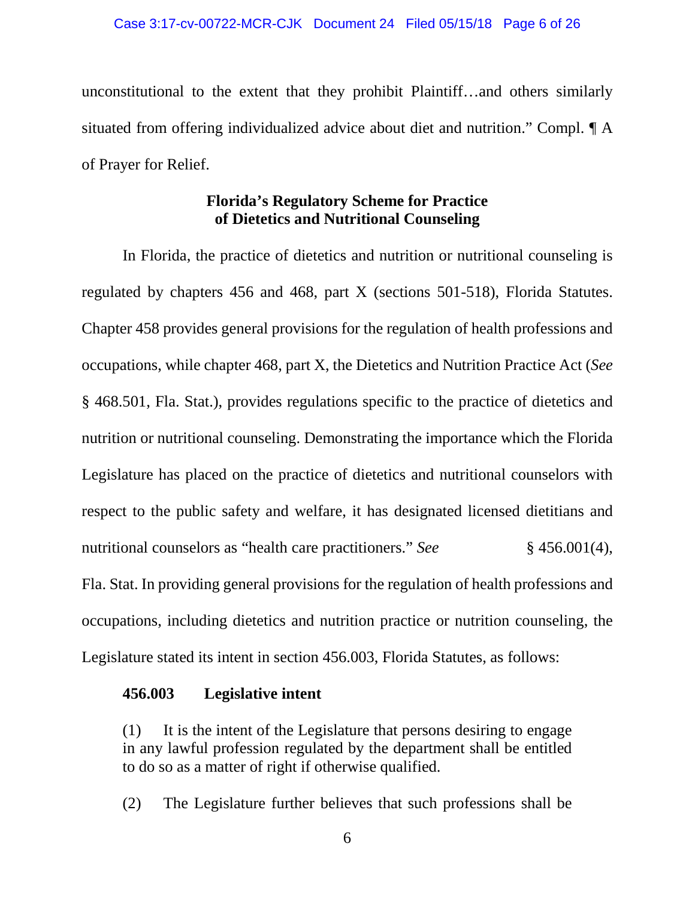unconstitutional to the extent that they prohibit Plaintiff…and others similarly situated from offering individualized advice about diet and nutrition." Compl. ¶ A of Prayer for Relief.

**Florida's Regulatory Scheme for Practice of Dietetics and Nutritional Counseling**

In Florida, the practice of dietetics and nutrition or nutritional counseling is regulated by chapters 456 and 468, part X (sections 501-518), Florida Statutes. Chapter 458 provides general provisions for the regulation of health professions and occupations, while chapter 468, part X, the Dietetics and Nutrition Practice Act (*See* § 468.501, Fla. Stat.), provides regulations specific to the practice of dietetics and nutrition or nutritional counseling. Demonstrating the importance which the Florida Legislature has placed on the practice of dietetics and nutritional counselors with respect to the public safety and welfare, it has designated licensed dietitians and nutritional counselors as "health care practitioners." *See* § 456.001(4), Fla. Stat. In providing general provisions for the regulation of health professions and occupations, including dietetics and nutrition practice or nutrition counseling, the Legislature stated its intent in section 456.003, Florida Statutes, as follows:

> **456.003 Legislative intent**
>
> (1) It is the intent of the Legislature that persons desiring to engage in any lawful profession regulated by the department shall be entitled to do so as a matter of right if otherwise qualified.
>
> (2) The Legislature further believes that such professions shall be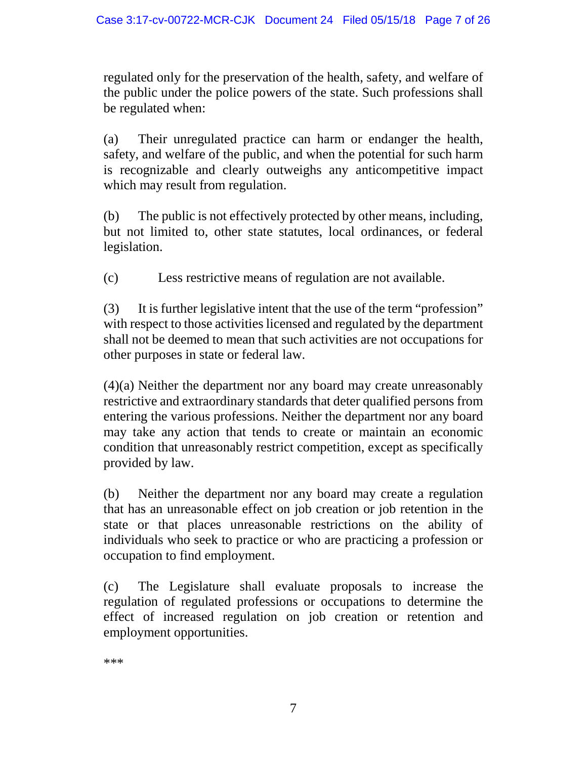regulated only for the preservation of the health, safety, and welfare of the public under the police powers of the state. Such professions shall be regulated when:

(a) Their unregulated practice can harm or endanger the health, safety, and welfare of the public, and when the potential for such harm is recognizable and clearly outweighs any anticompetitive impact which may result from regulation.

(b) The public is not effectively protected by other means, including, but not limited to, other state statutes, local ordinances, or federal legislation.

(c) Less restrictive means of regulation are not available.

(3) It is further legislative intent that the use of the term "profession" with respect to those activities licensed and regulated by the department shall not be deemed to mean that such activities are not occupations for other purposes in state or federal law.

(4)(a) Neither the department nor any board may create unreasonably restrictive and extraordinary standards that deter qualified persons from entering the various professions. Neither the department nor any board may take any action that tends to create or maintain an economic condition that unreasonably restrict competition, except as specifically provided by law.

(b) Neither the department nor any board may create a regulation that has an unreasonable effect on job creation or job retention in the state or that places unreasonable restrictions on the ability of individuals who seek to practice or who are practicing a profession or occupation to find employment.

(c) The Legislature shall evaluate proposals to increase the regulation of regulated professions or occupations to determine the effect of increased regulation on job creation or retention and employment opportunities.

***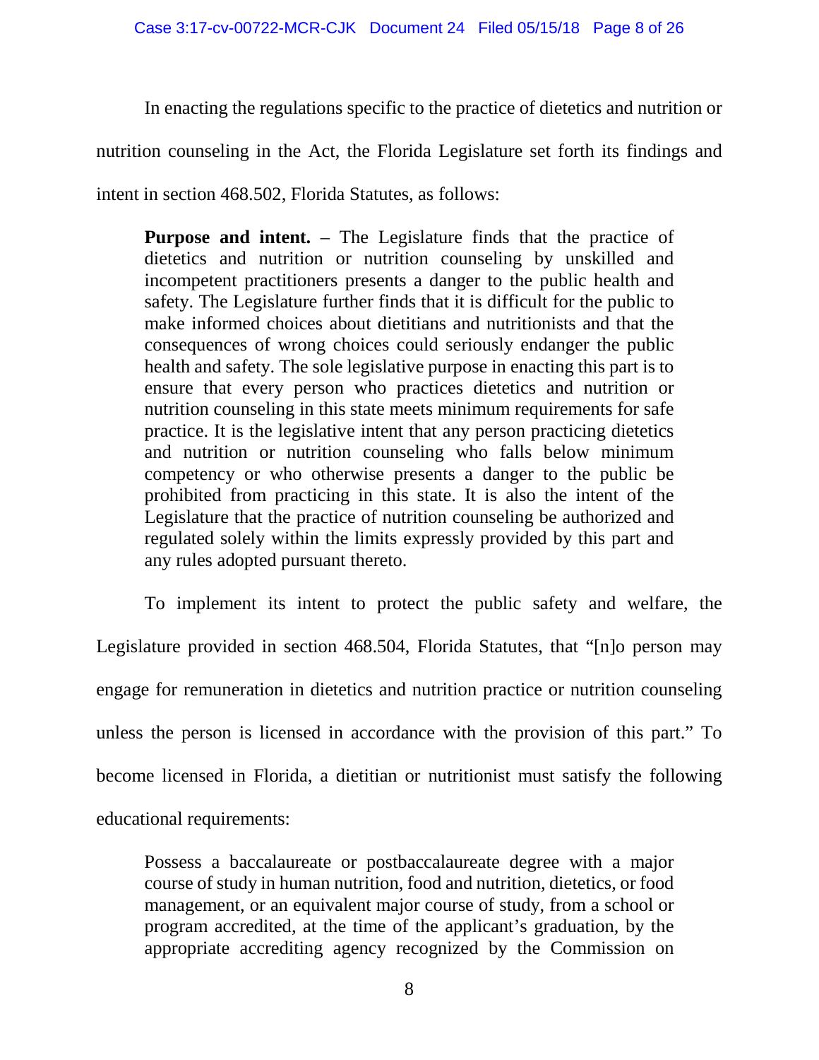In enacting the regulations specific to the practice of dietetics and nutrition or nutrition counseling in the Act, the Florida Legislature set forth its findings and intent in section 468.502, Florida Statutes, as follows:

> **Purpose and intent.** – The Legislature finds that the practice of dietetics and nutrition or nutrition counseling by unskilled and incompetent practitioners presents a danger to the public health and safety. The Legislature further finds that it is difficult for the public to make informed choices about dietitians and nutritionists and that the consequences of wrong choices could seriously endanger the public health and safety. The sole legislative purpose in enacting this part is to ensure that every person who practices dietetics and nutrition or nutrition counseling in this state meets minimum requirements for safe practice. It is the legislative intent that any person practicing dietetics and nutrition or nutrition counseling who falls below minimum competency or who otherwise presents a danger to the public be prohibited from practicing in this state. It is also the intent of the Legislature that the practice of nutrition counseling be authorized and regulated solely within the limits expressly provided by this part and any rules adopted pursuant thereto.

To implement its intent to protect the public safety and welfare, the Legislature provided in section 468.504, Florida Statutes, that "[n]o person may engage for remuneration in dietetics and nutrition practice or nutrition counseling unless the person is licensed in accordance with the provision of this part." To become licensed in Florida, a dietitian or nutritionist must satisfy the following educational requirements:

> Possess a baccalaureate or postbaccalaureate degree with a major course of study in human nutrition, food and nutrition, dietetics, or food management, or an equivalent major course of study, from a school or program accredited, at the time of the applicant's graduation, by the appropriate accrediting agency recognized by the Commission on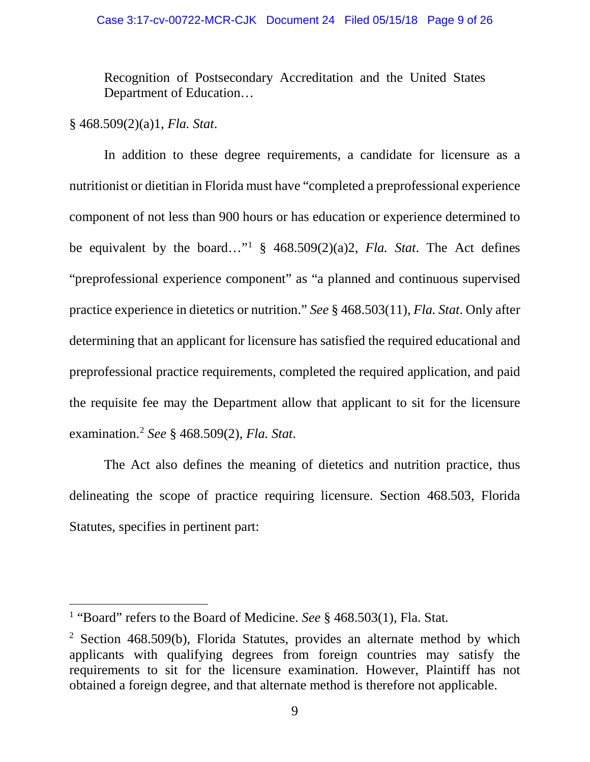> Recognition of Postsecondary Accreditation and the United States Department of Education…

§ 468.509(2)(a)1, *Fla. Stat*.

In addition to these degree requirements, a candidate for licensure as a nutritionist or dietitian in Florida must have "completed a preprofessional experience component of not less than 900 hours or has education or experience determined to be equivalent by the board…"[1] § 468.509(2)(a)2, *Fla. Stat*. The Act defines "preprofessional experience component" as "a planned and continuous supervised practice experience in dietetics or nutrition." *See* § 468.503(11), *Fla. Stat*. Only after determining that an applicant for licensure has satisfied the required educational and preprofessional practice requirements, completed the required application, and paid the requisite fee may the Department allow that applicant to sit for the licensure examination.[2] *See* § 468.509(2), *Fla. Stat*.

The Act also defines the meaning of dietetics and nutrition practice, thus delineating the scope of practice requiring licensure. Section 468.503, Florida Statutes, specifies in pertinent part:

---

[1] "Board" refers to the Board of Medicine. *See* § 468.503(1), Fla. Stat.

[2] Section 468.509(b), Florida Statutes, provides an alternate method by which applicants with qualifying degrees from foreign countries may satisfy the requirements to sit for the licensure examination. However, Plaintiff has not obtained a foreign degree, and that alternate method is therefore not applicable.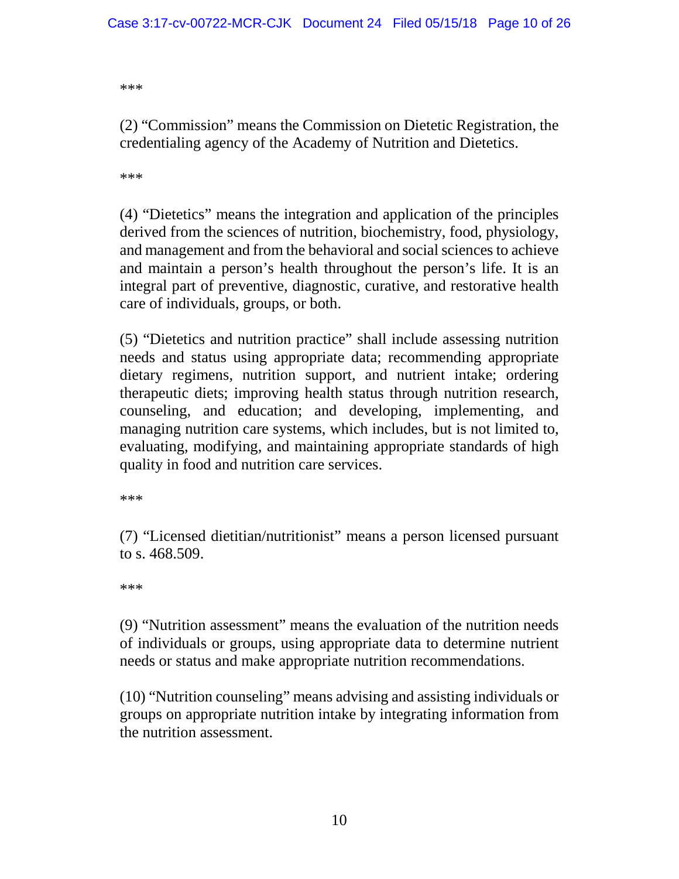***

(2) “Commission” means the Commission on Dietetic Registration, the credentialing agency of the Academy of Nutrition and Dietetics.

***

(4) “Dietetics” means the integration and application of the principles derived from the sciences of nutrition, biochemistry, food, physiology, and management and from the behavioral and social sciences to achieve and maintain a person’s health throughout the person’s life. It is an integral part of preventive, diagnostic, curative, and restorative health care of individuals, groups, or both.

(5) “Dietetics and nutrition practice” shall include assessing nutrition needs and status using appropriate data; recommending appropriate dietary regimens, nutrition support, and nutrient intake; ordering therapeutic diets; improving health status through nutrition research, counseling, and education; and developing, implementing, and managing nutrition care systems, which includes, but is not limited to, evaluating, modifying, and maintaining appropriate standards of high quality in food and nutrition care services.

***

(7) “Licensed dietitian/nutritionist” means a person licensed pursuant to s. 468.509.

***

(9) “Nutrition assessment” means the evaluation of the nutrition needs of individuals or groups, using appropriate data to determine nutrient needs or status and make appropriate nutrition recommendations.

(10) “Nutrition counseling” means advising and assisting individuals or groups on appropriate nutrition intake by integrating information from the nutrition assessment.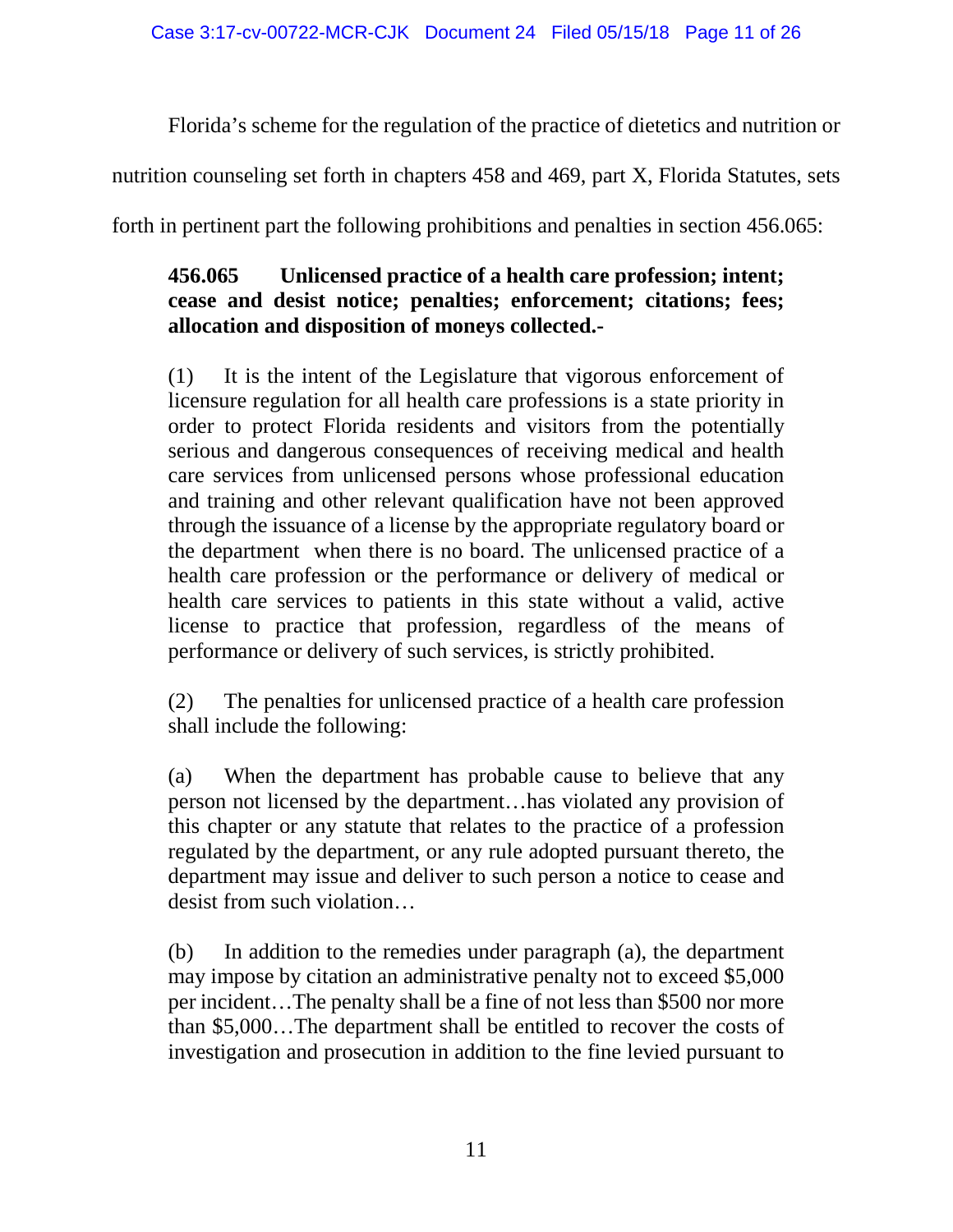Florida's scheme for the regulation of the practice of dietetics and nutrition or nutrition counseling set forth in chapters 458 and 469, part X, Florida Statutes, sets forth in pertinent part the following prohibitions and penalties in section 456.065:

> **456.065 Unlicensed practice of a health care profession; intent; cease and desist notice; penalties; enforcement; citations; fees; allocation and disposition of moneys collected.-**
>
> (1) It is the intent of the Legislature that vigorous enforcement of licensure regulation for all health care professions is a state priority in order to protect Florida residents and visitors from the potentially serious and dangerous consequences of receiving medical and health care services from unlicensed persons whose professional education and training and other relevant qualification have not been approved through the issuance of a license by the appropriate regulatory board or the department when there is no board. The unlicensed practice of a health care profession or the performance or delivery of medical or health care services to patients in this state without a valid, active license to practice that profession, regardless of the means of performance or delivery of such services, is strictly prohibited.
>
> (2) The penalties for unlicensed practice of a health care profession shall include the following:
>
> (a) When the department has probable cause to believe that any person not licensed by the department…has violated any provision of this chapter or any statute that relates to the practice of a profession regulated by the department, or any rule adopted pursuant thereto, the department may issue and deliver to such person a notice to cease and desist from such violation…
>
> (b) In addition to the remedies under paragraph (a), the department may impose by citation an administrative penalty not to exceed $5,000 per incident…The penalty shall be a fine of not less than $500 nor more than $5,000…The department shall be entitled to recover the costs of investigation and prosecution in addition to the fine levied pursuant to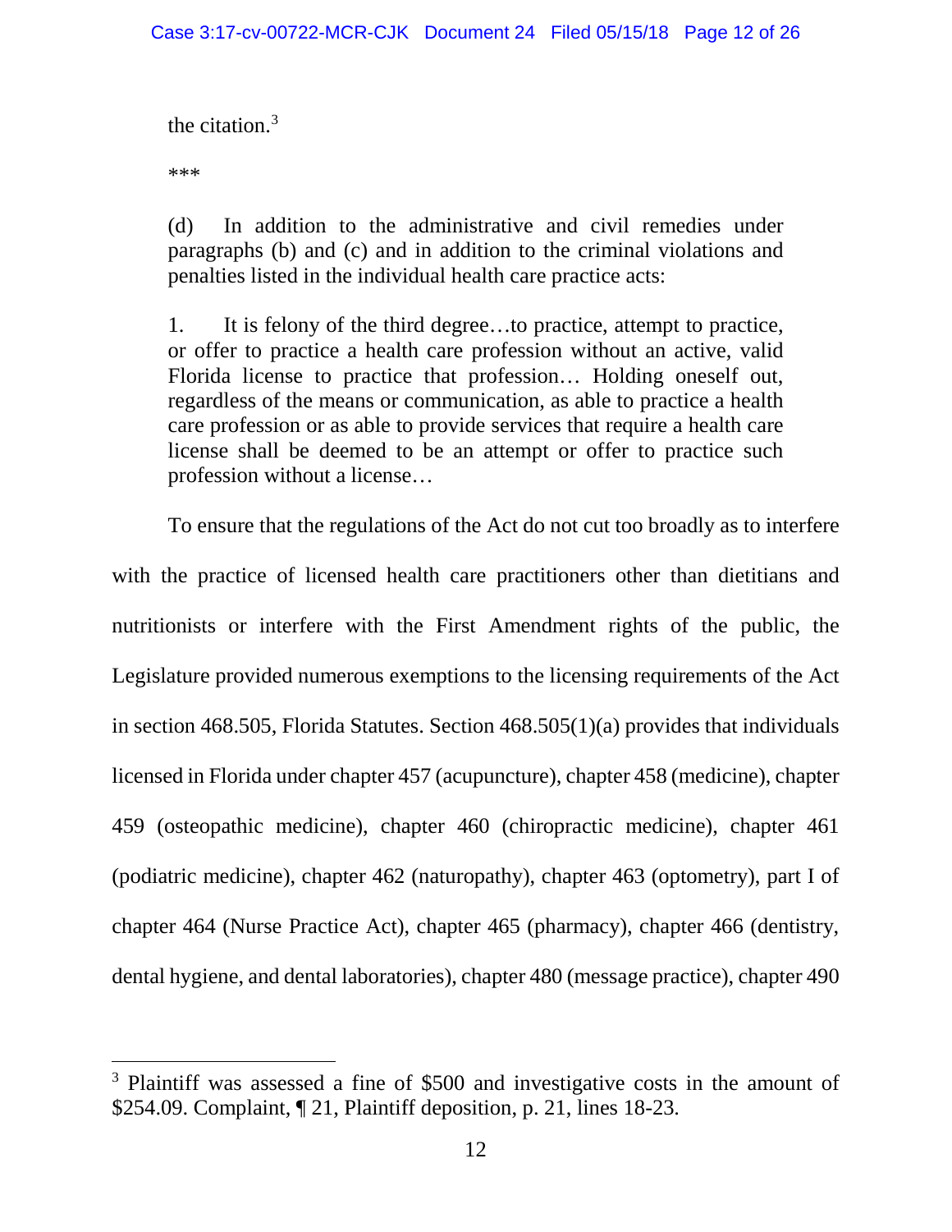the citation.[3]

***

(d) In addition to the administrative and civil remedies under paragraphs (b) and (c) and in addition to the criminal violations and penalties listed in the individual health care practice acts:

1. It is felony of the third degree…to practice, attempt to practice, or offer to practice a health care profession without an active, valid Florida license to practice that profession… Holding oneself out, regardless of the means or communication, as able to practice a health care profession or as able to provide services that require a health care license shall be deemed to be an attempt or offer to practice such profession without a license…

To ensure that the regulations of the Act do not cut too broadly as to interfere with the practice of licensed health care practitioners other than dietitians and nutritionists or interfere with the First Amendment rights of the public, the Legislature provided numerous exemptions to the licensing requirements of the Act in section 468.505, Florida Statutes. Section 468.505(1)(a) provides that individuals licensed in Florida under chapter 457 (acupuncture), chapter 458 (medicine), chapter 459 (osteopathic medicine), chapter 460 (chiropractic medicine), chapter 461 (podiatric medicine), chapter 462 (naturopathy), chapter 463 (optometry), part I of chapter 464 (Nurse Practice Act), chapter 465 (pharmacy), chapter 466 (dentistry, dental hygiene, and dental laboratories), chapter 480 (message practice), chapter 490

---

[3] Plaintiff was assessed a fine of $500 and investigative costs in the amount of $254.09. Complaint, ¶ 21, Plaintiff deposition, p. 21, lines 18-23.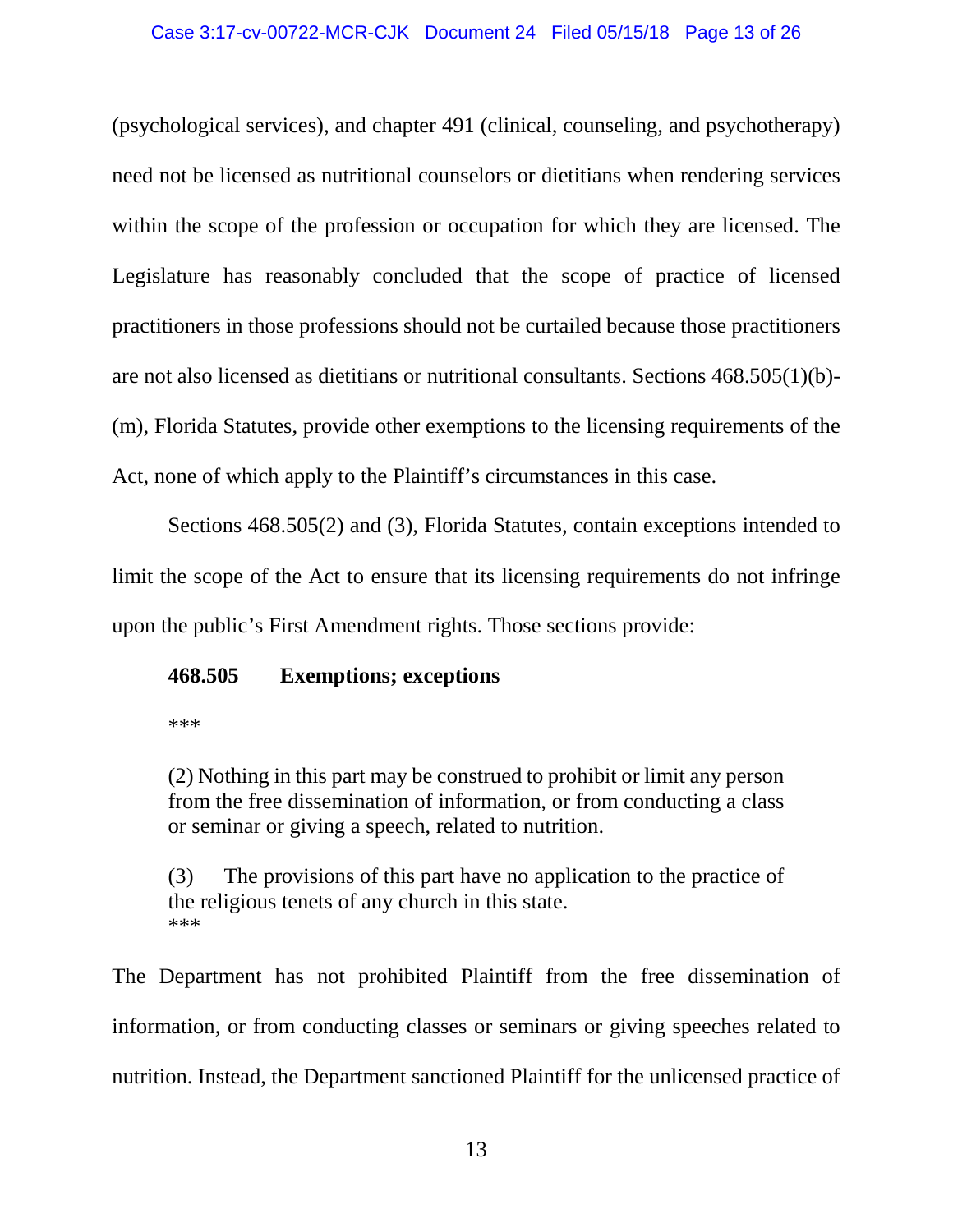(psychological services), and chapter 491 (clinical, counseling, and psychotherapy) need not be licensed as nutritional counselors or dietitians when rendering services within the scope of the profession or occupation for which they are licensed. The Legislature has reasonably concluded that the scope of practice of licensed practitioners in those professions should not be curtailed because those practitioners are not also licensed as dietitians or nutritional consultants. Sections 468.505(1)(b)-(m), Florida Statutes, provide other exemptions to the licensing requirements of the Act, none of which apply to the Plaintiff's circumstances in this case.

Sections 468.505(2) and (3), Florida Statutes, contain exceptions intended to limit the scope of the Act to ensure that its licensing requirements do not infringe upon the public's First Amendment rights. Those sections provide:

> **468.505 Exemptions; exceptions**
>
> ***
>
> (2) Nothing in this part may be construed to prohibit or limit any person from the free dissemination of information, or from conducting a class or seminar or giving a speech, related to nutrition.
>
> (3) The provisions of this part have no application to the practice of the religious tenets of any church in this state.
>
> ***

The Department has not prohibited Plaintiff from the free dissemination of information, or from conducting classes or seminars or giving speeches related to nutrition. Instead, the Department sanctioned Plaintiff for the unlicensed practice of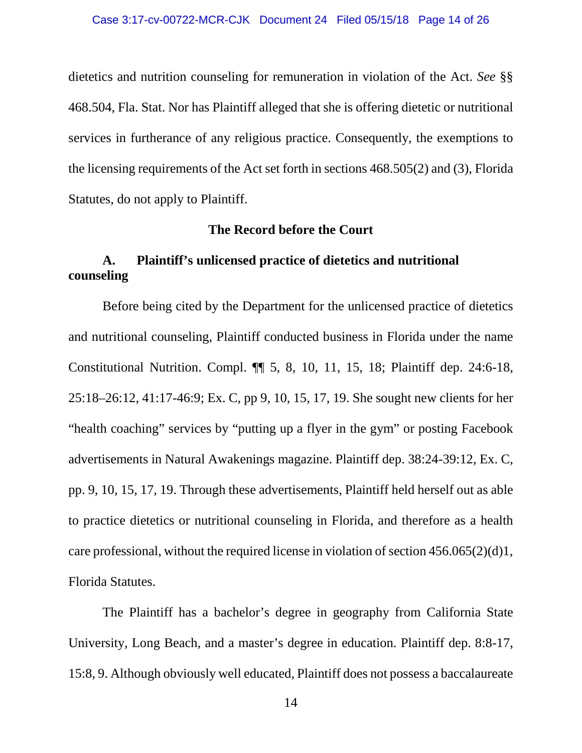dietetics and nutrition counseling for remuneration in violation of the Act. *See* §§ 468.504, Fla. Stat. Nor has Plaintiff alleged that she is offering dietetic or nutritional services in furtherance of any religious practice. Consequently, the exemptions to the licensing requirements of the Act set forth in sections 468.505(2) and (3), Florida Statutes, do not apply to Plaintiff.

## The Record before the Court

### A. Plaintiff's unlicensed practice of dietetics and nutritional counseling

Before being cited by the Department for the unlicensed practice of dietetics and nutritional counseling, Plaintiff conducted business in Florida under the name Constitutional Nutrition. Compl. ¶¶ 5, 8, 10, 11, 15, 18; Plaintiff dep. 24:6-18, 25:18–26:12, 41:17-46:9; Ex. C, pp 9, 10, 15, 17, 19. She sought new clients for her "health coaching" services by "putting up a flyer in the gym" or posting Facebook advertisements in Natural Awakenings magazine. Plaintiff dep. 38:24-39:12, Ex. C, pp. 9, 10, 15, 17, 19. Through these advertisements, Plaintiff held herself out as able to practice dietetics or nutritional counseling in Florida, and therefore as a health care professional, without the required license in violation of section 456.065(2)(d)1, Florida Statutes.

The Plaintiff has a bachelor's degree in geography from California State University, Long Beach, and a master's degree in education. Plaintiff dep. 8:8-17, 15:8, 9. Although obviously well educated, Plaintiff does not possess a baccalaureate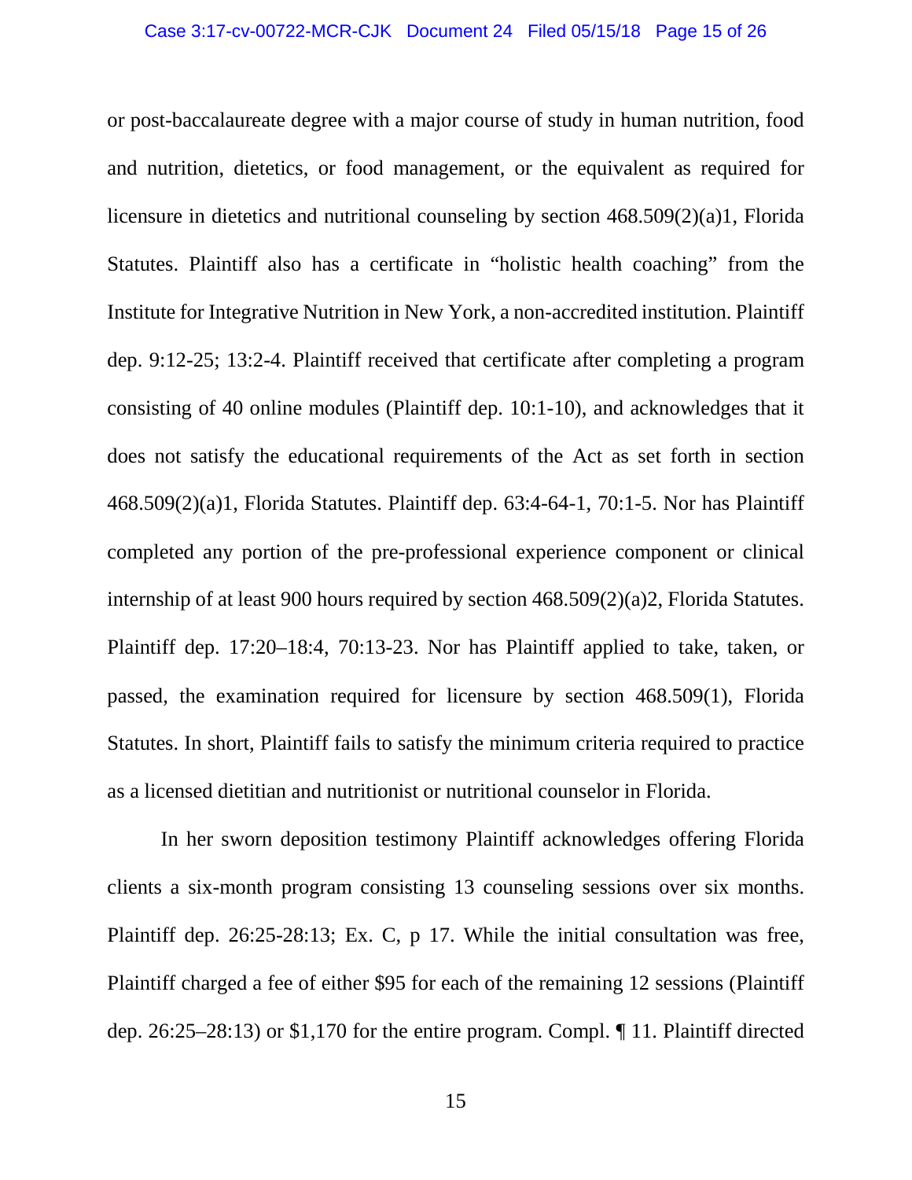or post-baccalaureate degree with a major course of study in human nutrition, food and nutrition, dietetics, or food management, or the equivalent as required for licensure in dietetics and nutritional counseling by section 468.509(2)(a)1, Florida Statutes. Plaintiff also has a certificate in "holistic health coaching" from the Institute for Integrative Nutrition in New York, a non-accredited institution. Plaintiff dep. 9:12-25; 13:2-4. Plaintiff received that certificate after completing a program consisting of 40 online modules (Plaintiff dep. 10:1-10), and acknowledges that it does not satisfy the educational requirements of the Act as set forth in section 468.509(2)(a)1, Florida Statutes. Plaintiff dep. 63:4-64-1, 70:1-5. Nor has Plaintiff completed any portion of the pre-professional experience component or clinical internship of at least 900 hours required by section 468.509(2)(a)2, Florida Statutes. Plaintiff dep. 17:20–18:4, 70:13-23. Nor has Plaintiff applied to take, taken, or passed, the examination required for licensure by section 468.509(1), Florida Statutes. In short, Plaintiff fails to satisfy the minimum criteria required to practice as a licensed dietitian and nutritionist or nutritional counselor in Florida.

In her sworn deposition testimony Plaintiff acknowledges offering Florida clients a six-month program consisting 13 counseling sessions over six months. Plaintiff dep. 26:25-28:13; Ex. C, p 17. While the initial consultation was free, Plaintiff charged a fee of either $95 for each of the remaining 12 sessions (Plaintiff dep. 26:25–28:13) or $1,170 for the entire program. Compl. ¶ 11. Plaintiff directed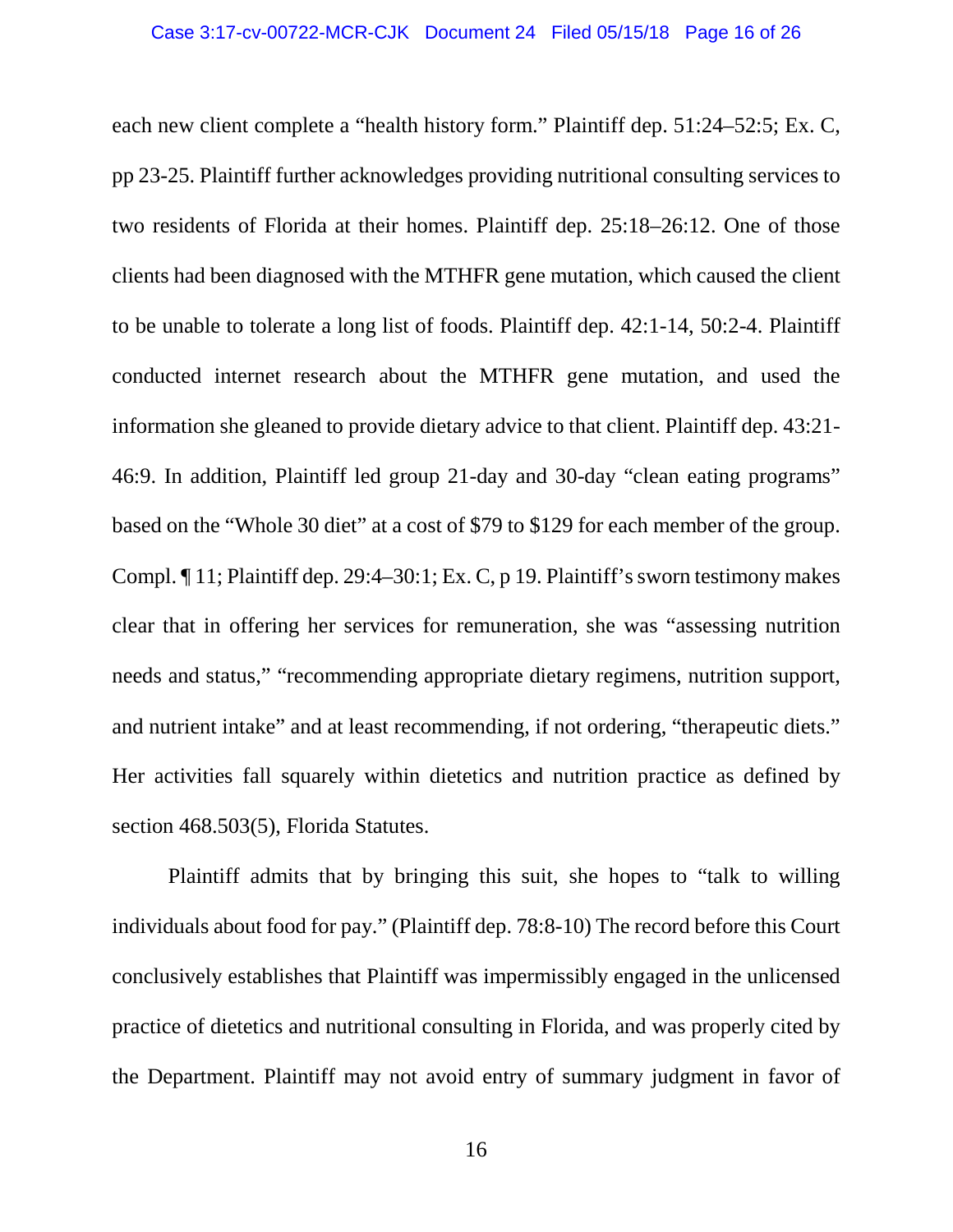each new client complete a "health history form." Plaintiff dep. 51:24–52:5; Ex. C, pp 23-25. Plaintiff further acknowledges providing nutritional consulting services to two residents of Florida at their homes. Plaintiff dep. 25:18–26:12. One of those clients had been diagnosed with the MTHFR gene mutation, which caused the client to be unable to tolerate a long list of foods. Plaintiff dep. 42:1-14, 50:2-4. Plaintiff conducted internet research about the MTHFR gene mutation, and used the information she gleaned to provide dietary advice to that client. Plaintiff dep. 43:21-46:9. In addition, Plaintiff led group 21-day and 30-day "clean eating programs" based on the "Whole 30 diet" at a cost of $79 to $129 for each member of the group. Compl. ¶ 11; Plaintiff dep. 29:4–30:1; Ex. C, p 19. Plaintiff's sworn testimony makes clear that in offering her services for remuneration, she was "assessing nutrition needs and status," "recommending appropriate dietary regimens, nutrition support, and nutrient intake" and at least recommending, if not ordering, "therapeutic diets." Her activities fall squarely within dietetics and nutrition practice as defined by section 468.503(5), Florida Statutes.

Plaintiff admits that by bringing this suit, she hopes to "talk to willing individuals about food for pay." (Plaintiff dep. 78:8-10) The record before this Court conclusively establishes that Plaintiff was impermissibly engaged in the unlicensed practice of dietetics and nutritional consulting in Florida, and was properly cited by the Department. Plaintiff may not avoid entry of summary judgment in favor of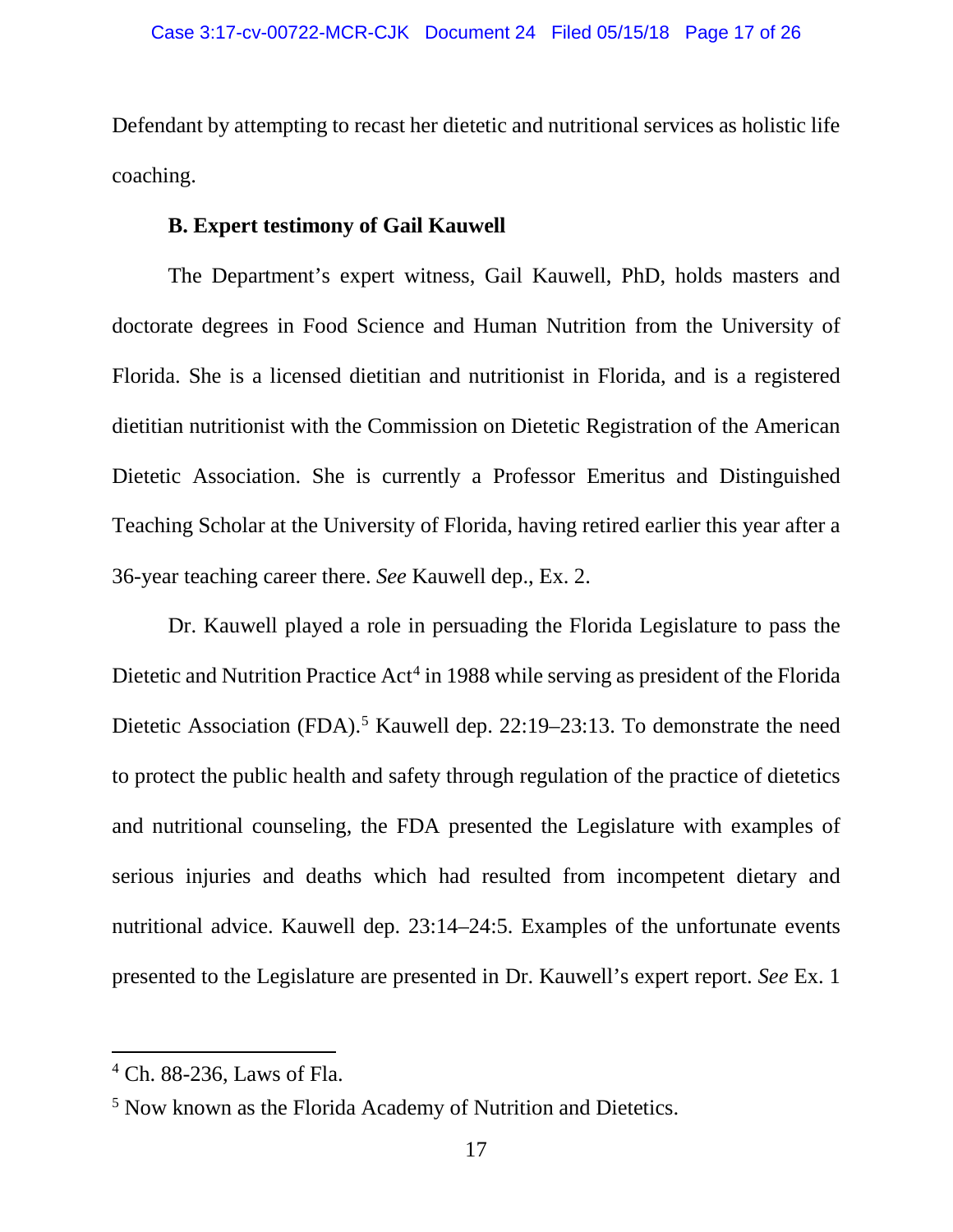Defendant by attempting to recast her dietetic and nutritional services as holistic life coaching.

**B. Expert testimony of Gail Kauwell**

The Department's expert witness, Gail Kauwell, PhD, holds masters and doctorate degrees in Food Science and Human Nutrition from the University of Florida. She is a licensed dietitian and nutritionist in Florida, and is a registered dietitian nutritionist with the Commission on Dietetic Registration of the American Dietetic Association. She is currently a Professor Emeritus and Distinguished Teaching Scholar at the University of Florida, having retired earlier this year after a 36-year teaching career there. *See* Kauwell dep., Ex. 2.

Dr. Kauwell played a role in persuading the Florida Legislature to pass the Dietetic and Nutrition Practice Act[4] in 1988 while serving as president of the Florida Dietetic Association (FDA).[5] Kauwell dep. 22:19–23:13. To demonstrate the need to protect the public health and safety through regulation of the practice of dietetics and nutritional counseling, the FDA presented the Legislature with examples of serious injuries and deaths which had resulted from incompetent dietary and nutritional advice. Kauwell dep. 23:14–24:5. Examples of the unfortunate events presented to the Legislature are presented in Dr. Kauwell's expert report. *See* Ex. 1

---

[4] Ch. 88-236, Laws of Fla.

[5] Now known as the Florida Academy of Nutrition and Dietetics.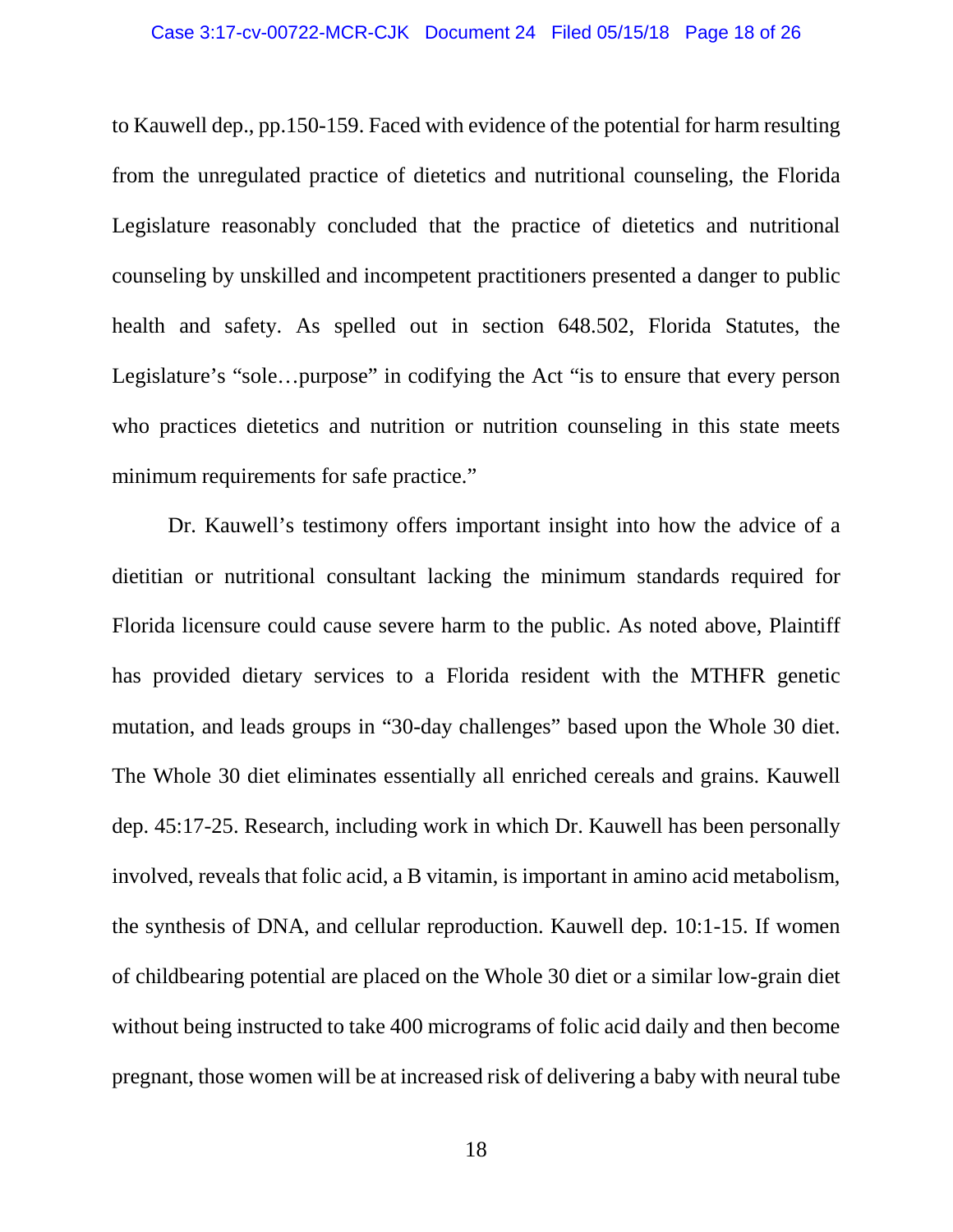to Kauwell dep., pp.150-159. Faced with evidence of the potential for harm resulting from the unregulated practice of dietetics and nutritional counseling, the Florida Legislature reasonably concluded that the practice of dietetics and nutritional counseling by unskilled and incompetent practitioners presented a danger to public health and safety. As spelled out in section 648.502, Florida Statutes, the Legislature's "sole…purpose" in codifying the Act "is to ensure that every person who practices dietetics and nutrition or nutrition counseling in this state meets minimum requirements for safe practice."

Dr. Kauwell's testimony offers important insight into how the advice of a dietitian or nutritional consultant lacking the minimum standards required for Florida licensure could cause severe harm to the public. As noted above, Plaintiff has provided dietary services to a Florida resident with the MTHFR genetic mutation, and leads groups in "30-day challenges" based upon the Whole 30 diet. The Whole 30 diet eliminates essentially all enriched cereals and grains. Kauwell dep. 45:17-25. Research, including work in which Dr. Kauwell has been personally involved, reveals that folic acid, a B vitamin, is important in amino acid metabolism, the synthesis of DNA, and cellular reproduction. Kauwell dep. 10:1-15. If women of childbearing potential are placed on the Whole 30 diet or a similar low-grain diet without being instructed to take 400 micrograms of folic acid daily and then become pregnant, those women will be at increased risk of delivering a baby with neural tube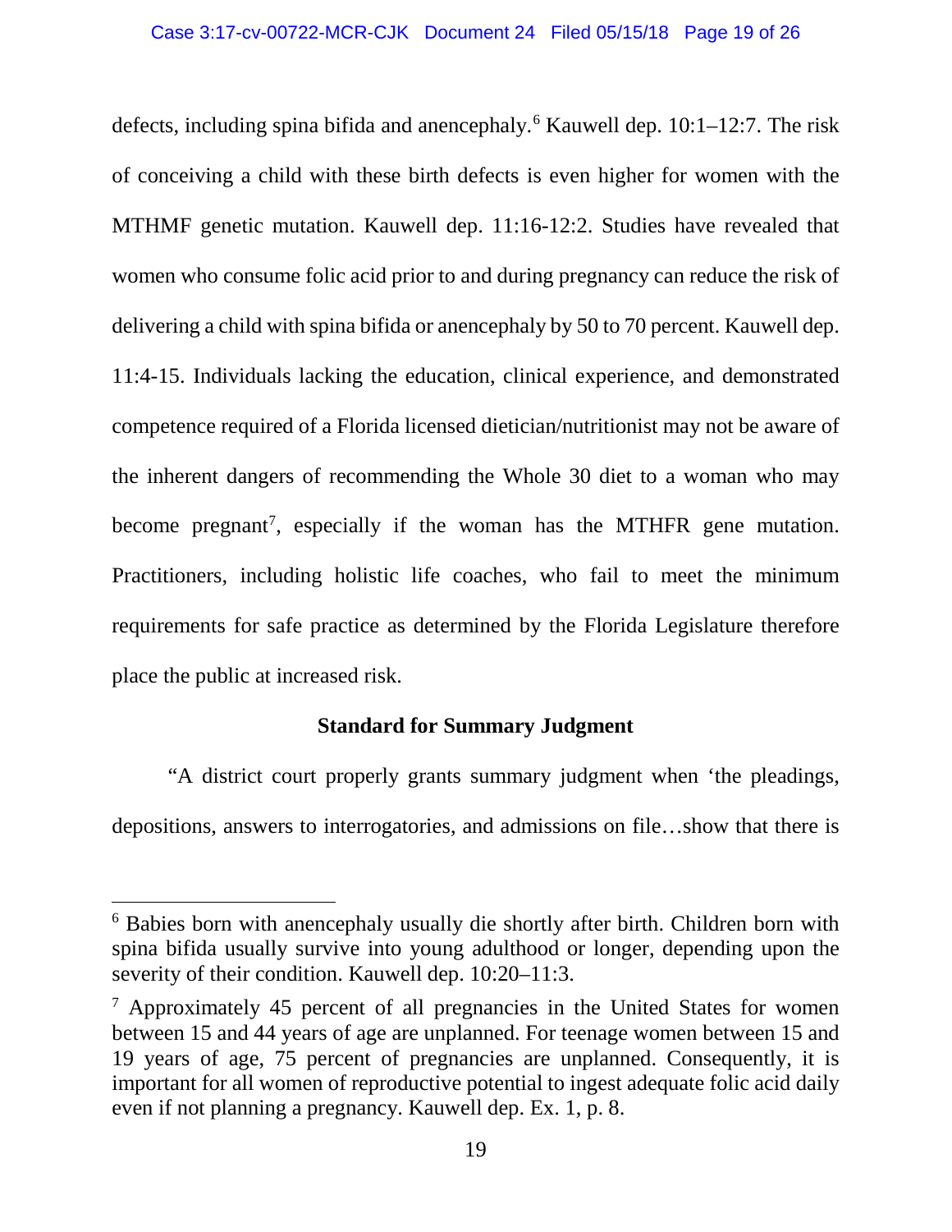defects, including spina bifida and anencephaly.[6] Kauwell dep. 10:1–12:7. The risk of conceiving a child with these birth defects is even higher for women with the MTHMF genetic mutation. Kauwell dep. 11:16-12:2. Studies have revealed that women who consume folic acid prior to and during pregnancy can reduce the risk of delivering a child with spina bifida or anencephaly by 50 to 70 percent. Kauwell dep. 11:4-15. Individuals lacking the education, clinical experience, and demonstrated competence required of a Florida licensed dietician/nutritionist may not be aware of the inherent dangers of recommending the Whole 30 diet to a woman who may become pregnant[7], especially if the woman has the MTHFR gene mutation. Practitioners, including holistic life coaches, who fail to meet the minimum requirements for safe practice as determined by the Florida Legislature therefore place the public at increased risk.

**Standard for Summary Judgment**

"A district court properly grants summary judgment when 'the pleadings, depositions, answers to interrogatories, and admissions on file…show that there is

---

[6] Babies born with anencephaly usually die shortly after birth. Children born with spina bifida usually survive into young adulthood or longer, depending upon the severity of their condition. Kauwell dep. 10:20–11:3.

[7] Approximately 45 percent of all pregnancies in the United States for women between 15 and 44 years of age are unplanned. For teenage women between 15 and 19 years of age, 75 percent of pregnancies are unplanned. Consequently, it is important for all women of reproductive potential to ingest adequate folic acid daily even if not planning a pregnancy. Kauwell dep. Ex. 1, p. 8.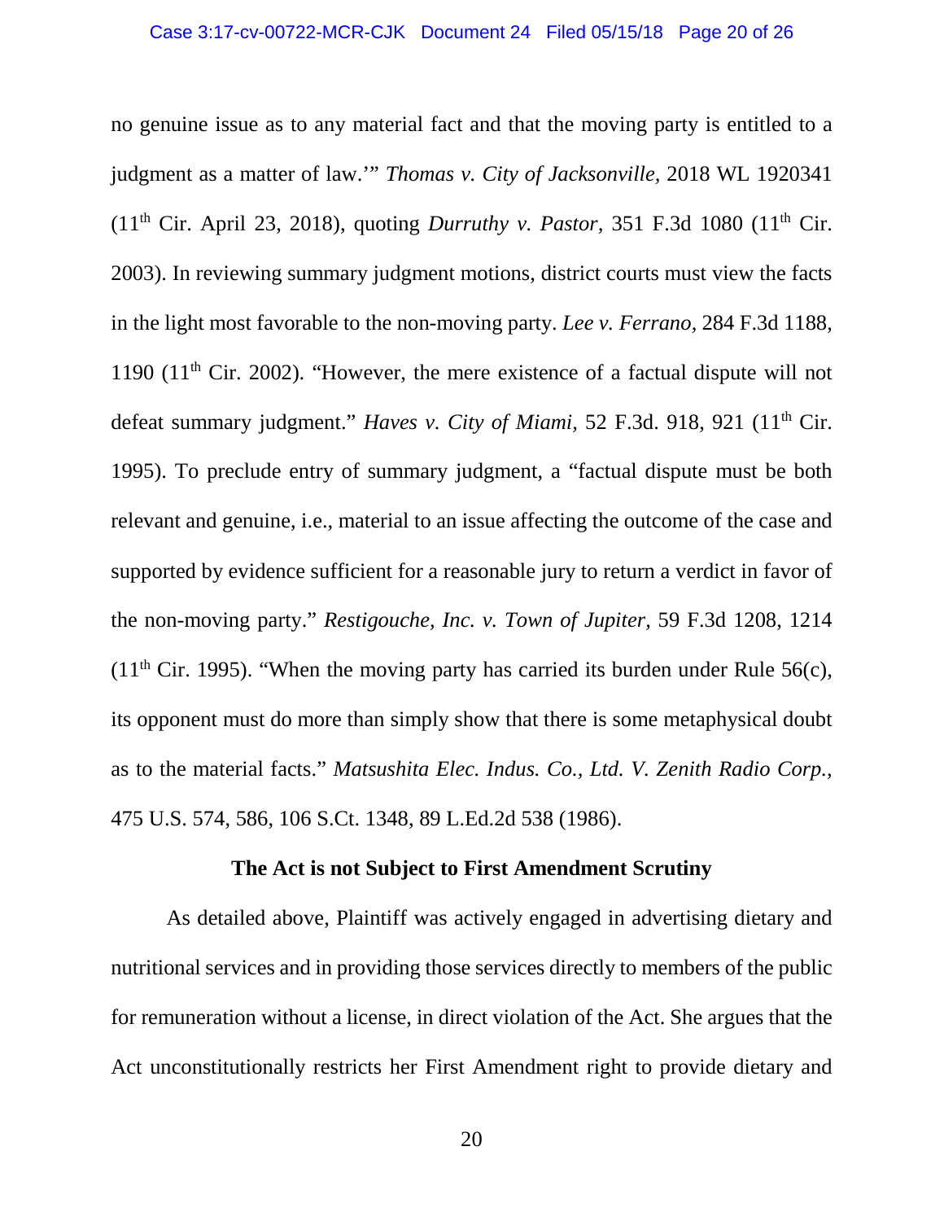no genuine issue as to any material fact and that the moving party is entitled to a judgment as a matter of law.'" *Thomas v. City of Jacksonville,* 2018 WL 1920341 (11th Cir. April 23, 2018), quoting *Durruthy v. Pastor,* 351 F.3d 1080 (11th Cir. 2003). In reviewing summary judgment motions, district courts must view the facts in the light most favorable to the non-moving party. *Lee v. Ferrano,* 284 F.3d 1188, 1190 (11th Cir. 2002). "However, the mere existence of a factual dispute will not defeat summary judgment." *Haves v. City of Miami,* 52 F.3d. 918, 921 (11th Cir. 1995). To preclude entry of summary judgment, a "factual dispute must be both relevant and genuine, i.e., material to an issue affecting the outcome of the case and supported by evidence sufficient for a reasonable jury to return a verdict in favor of the non-moving party." *Restigouche, Inc. v. Town of Jupiter,* 59 F.3d 1208, 1214 (11th Cir. 1995). "When the moving party has carried its burden under Rule 56(c), its opponent must do more than simply show that there is some metaphysical doubt as to the material facts." *Matsushita Elec. Indus. Co., Ltd. V. Zenith Radio Corp.,* 475 U.S. 574, 586, 106 S.Ct. 1348, 89 L.Ed.2d 538 (1986).

**The Act is not Subject to First Amendment Scrutiny**

As detailed above, Plaintiff was actively engaged in advertising dietary and nutritional services and in providing those services directly to members of the public for remuneration without a license, in direct violation of the Act. She argues that the Act unconstitutionally restricts her First Amendment right to provide dietary and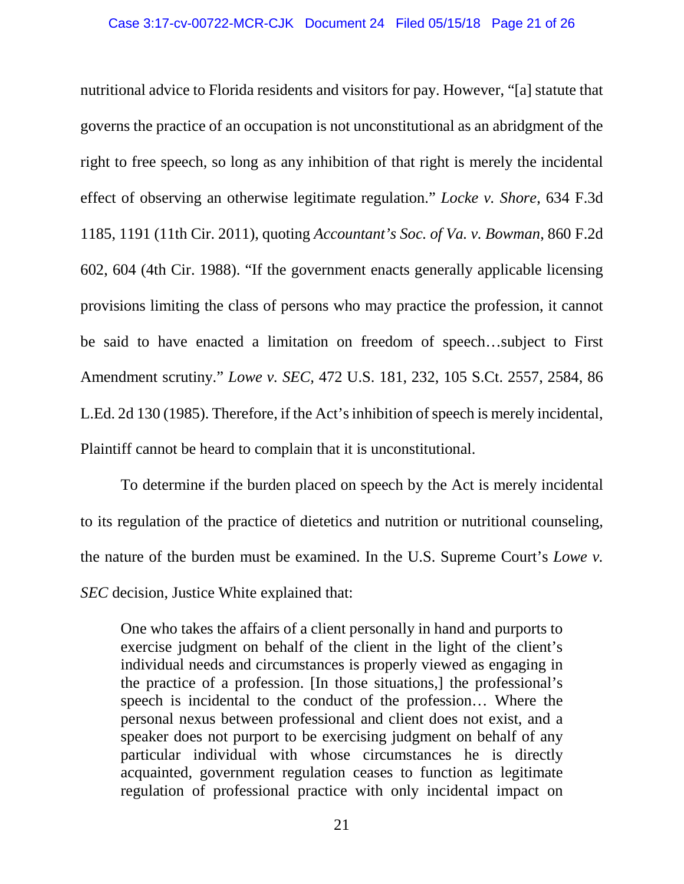nutritional advice to Florida residents and visitors for pay. However, "[a] statute that governs the practice of an occupation is not unconstitutional as an abridgment of the right to free speech, so long as any inhibition of that right is merely the incidental effect of observing an otherwise legitimate regulation." *Locke v. Shore*, 634 F.3d 1185, 1191 (11th Cir. 2011), quoting *Accountant's Soc. of Va. v. Bowman,* 860 F.2d 602, 604 (4th Cir. 1988). "If the government enacts generally applicable licensing provisions limiting the class of persons who may practice the profession, it cannot be said to have enacted a limitation on freedom of speech…subject to First Amendment scrutiny." *Lowe v. SEC,* 472 U.S. 181, 232, 105 S.Ct. 2557, 2584, 86 L.Ed. 2d 130 (1985). Therefore, if the Act's inhibition of speech is merely incidental, Plaintiff cannot be heard to complain that it is unconstitutional.

To determine if the burden placed on speech by the Act is merely incidental to its regulation of the practice of dietetics and nutrition or nutritional counseling, the nature of the burden must be examined. In the U.S. Supreme Court's *Lowe v. SEC* decision, Justice White explained that:

> One who takes the affairs of a client personally in hand and purports to exercise judgment on behalf of the client in the light of the client's individual needs and circumstances is properly viewed as engaging in the practice of a profession. [In those situations,] the professional's speech is incidental to the conduct of the profession… Where the personal nexus between professional and client does not exist, and a speaker does not purport to be exercising judgment on behalf of any particular individual with whose circumstances he is directly acquainted, government regulation ceases to function as legitimate regulation of professional practice with only incidental impact on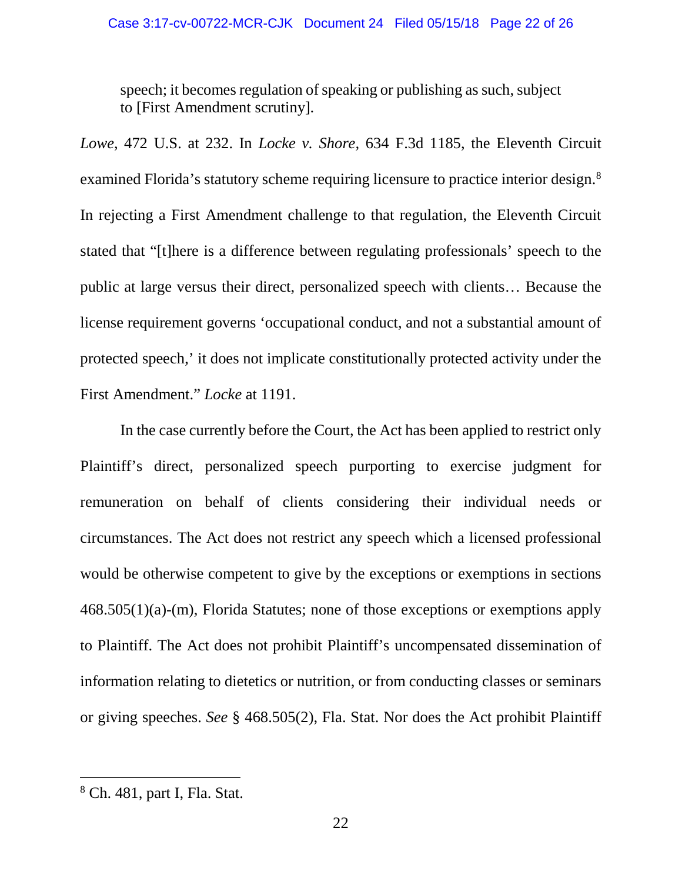> speech; it becomes regulation of speaking or publishing as such, subject to [First Amendment scrutiny].

*Lowe*, 472 U.S. at 232. In *Locke v. Shore*, 634 F.3d 1185, the Eleventh Circuit examined Florida's statutory scheme requiring licensure to practice interior design.[8] In rejecting a First Amendment challenge to that regulation, the Eleventh Circuit stated that "[t]here is a difference between regulating professionals' speech to the public at large versus their direct, personalized speech with clients… Because the license requirement governs 'occupational conduct, and not a substantial amount of protected speech,' it does not implicate constitutionally protected activity under the First Amendment." *Locke* at 1191.

In the case currently before the Court, the Act has been applied to restrict only Plaintiff's direct, personalized speech purporting to exercise judgment for remuneration on behalf of clients considering their individual needs or circumstances. The Act does not restrict any speech which a licensed professional would be otherwise competent to give by the exceptions or exemptions in sections 468.505(1)(a)-(m), Florida Statutes; none of those exceptions or exemptions apply to Plaintiff. The Act does not prohibit Plaintiff's uncompensated dissemination of information relating to dietetics or nutrition, or from conducting classes or seminars or giving speeches. *See* § 468.505(2), Fla. Stat. Nor does the Act prohibit Plaintiff

---

[8] Ch. 481, part I, Fla. Stat.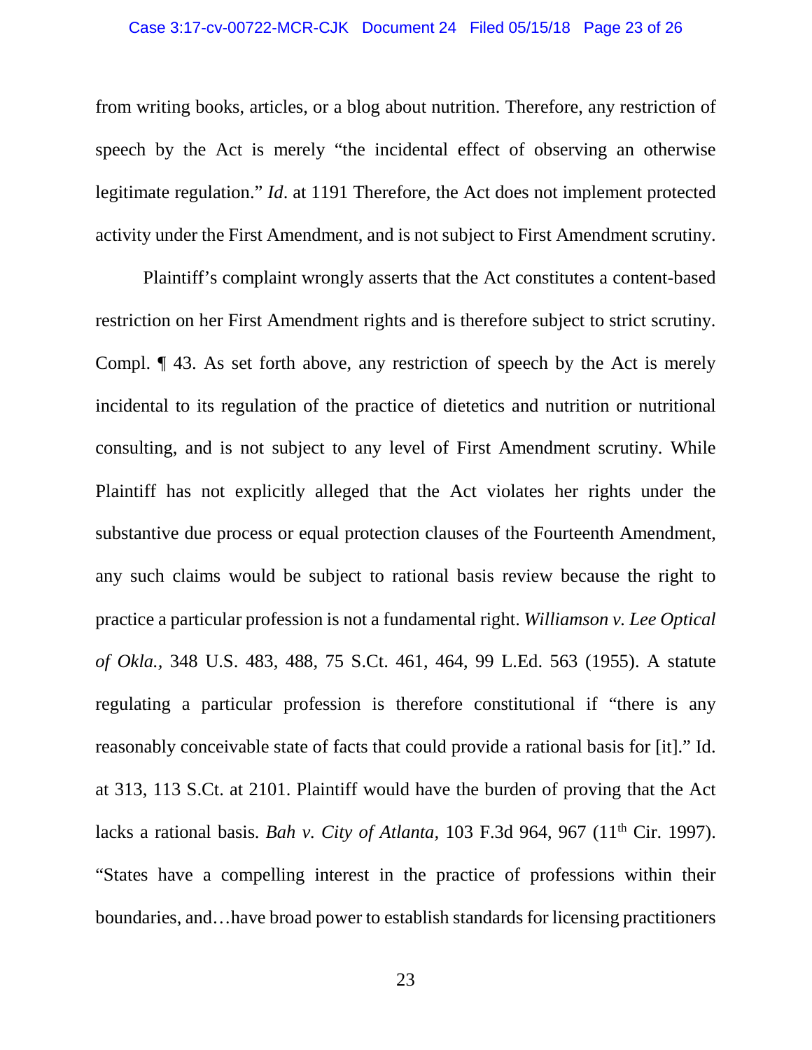from writing books, articles, or a blog about nutrition. Therefore, any restriction of speech by the Act is merely "the incidental effect of observing an otherwise legitimate regulation." *Id*. at 1191 Therefore, the Act does not implement protected activity under the First Amendment, and is not subject to First Amendment scrutiny.

Plaintiff's complaint wrongly asserts that the Act constitutes a content-based restriction on her First Amendment rights and is therefore subject to strict scrutiny. Compl. ¶ 43. As set forth above, any restriction of speech by the Act is merely incidental to its regulation of the practice of dietetics and nutrition or nutritional consulting, and is not subject to any level of First Amendment scrutiny. While Plaintiff has not explicitly alleged that the Act violates her rights under the substantive due process or equal protection clauses of the Fourteenth Amendment, any such claims would be subject to rational basis review because the right to practice a particular profession is not a fundamental right. *Williamson v. Lee Optical of Okla.,* 348 U.S. 483, 488, 75 S.Ct. 461, 464, 99 L.Ed. 563 (1955). A statute regulating a particular profession is therefore constitutional if "there is any reasonably conceivable state of facts that could provide a rational basis for [it]." Id. at 313, 113 S.Ct. at 2101. Plaintiff would have the burden of proving that the Act lacks a rational basis. *Bah v. City of Atlanta,* 103 F.3d 964, 967 (11th Cir. 1997). "States have a compelling interest in the practice of professions within their boundaries, and…have broad power to establish standards for licensing practitioners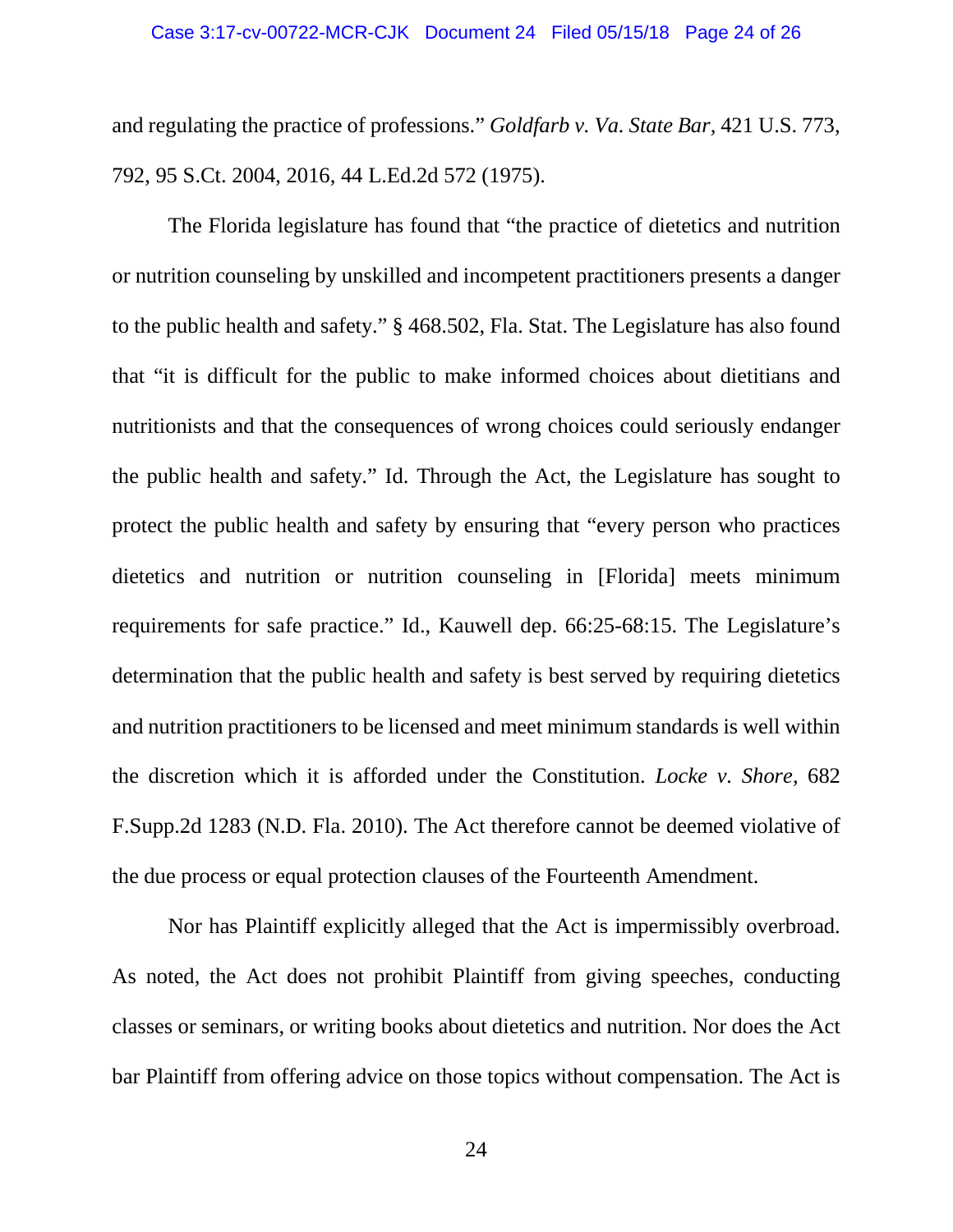and regulating the practice of professions." *Goldfarb v. Va. State Bar*, 421 U.S. 773, 792, 95 S.Ct. 2004, 2016, 44 L.Ed.2d 572 (1975).

The Florida legislature has found that "the practice of dietetics and nutrition or nutrition counseling by unskilled and incompetent practitioners presents a danger to the public health and safety." § 468.502, Fla. Stat. The Legislature has also found that "it is difficult for the public to make informed choices about dietitians and nutritionists and that the consequences of wrong choices could seriously endanger the public health and safety." Id. Through the Act, the Legislature has sought to protect the public health and safety by ensuring that "every person who practices dietetics and nutrition or nutrition counseling in [Florida] meets minimum requirements for safe practice." Id., Kauwell dep. 66:25-68:15. The Legislature's determination that the public health and safety is best served by requiring dietetics and nutrition practitioners to be licensed and meet minimum standards is well within the discretion which it is afforded under the Constitution. *Locke v. Shore,* 682 F.Supp.2d 1283 (N.D. Fla. 2010). The Act therefore cannot be deemed violative of the due process or equal protection clauses of the Fourteenth Amendment.

Nor has Plaintiff explicitly alleged that the Act is impermissibly overbroad. As noted, the Act does not prohibit Plaintiff from giving speeches, conducting classes or seminars, or writing books about dietetics and nutrition. Nor does the Act bar Plaintiff from offering advice on those topics without compensation. The Act is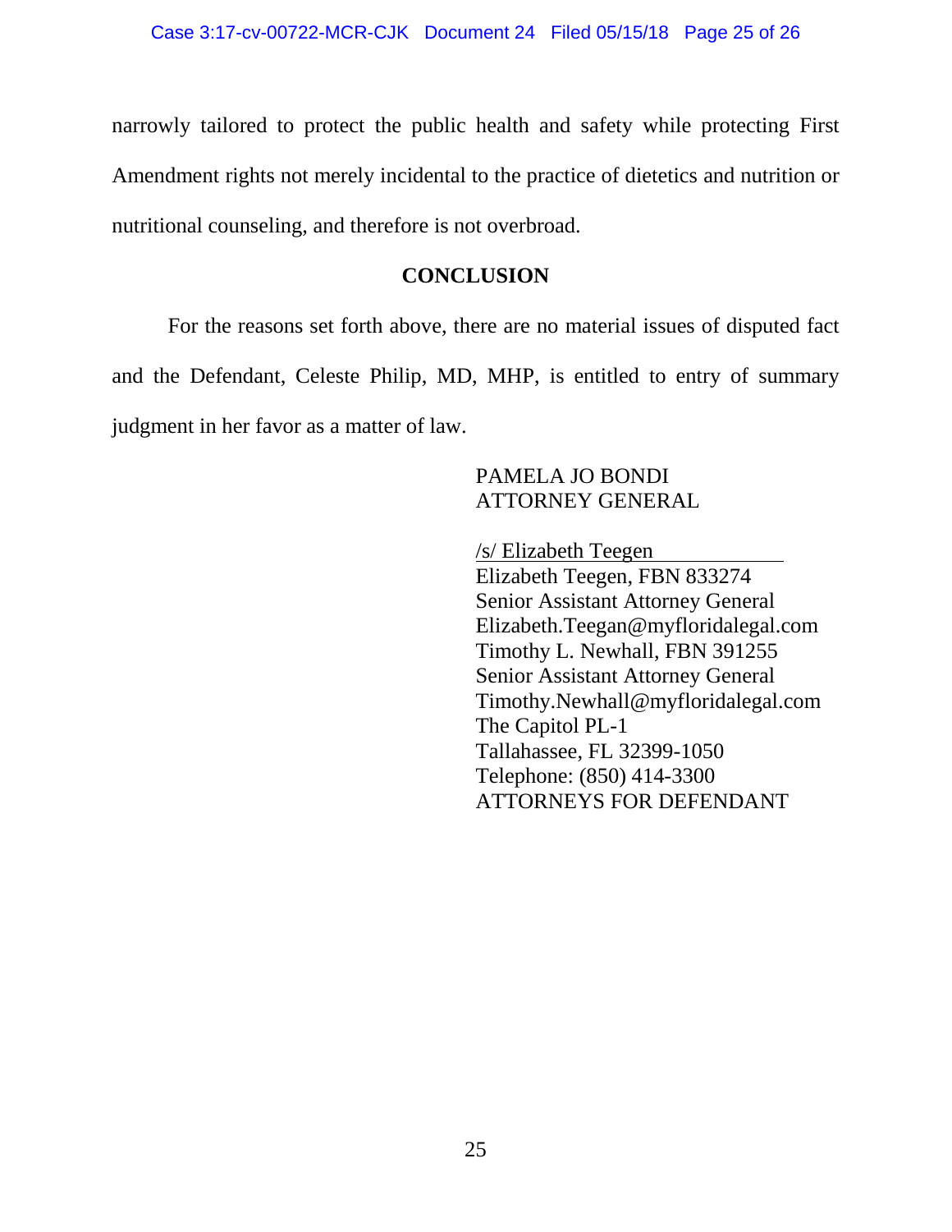narrowly tailored to protect the public health and safety while protecting First Amendment rights not merely incidental to the practice of dietetics and nutrition or nutritional counseling, and therefore is not overbroad.

## CONCLUSION

For the reasons set forth above, there are no material issues of disputed fact and the Defendant, Celeste Philip, MD, MHP, is entitled to entry of summary judgment in her favor as a matter of law.

PAMELA JO BONDI
ATTORNEY GENERAL

/s/ Elizabeth Teegen
Elizabeth Teegen, FBN 833274
Senior Assistant Attorney General
Elizabeth.Teegan@myfloridalegal.com
Timothy L. Newhall, FBN 391255
Senior Assistant Attorney General
Timothy.Newhall@myfloridalegal.com
The Capitol PL-1
Tallahassee, FL 32399-1050
Telephone: (850) 414-3300
ATTORNEYS FOR DEFENDANT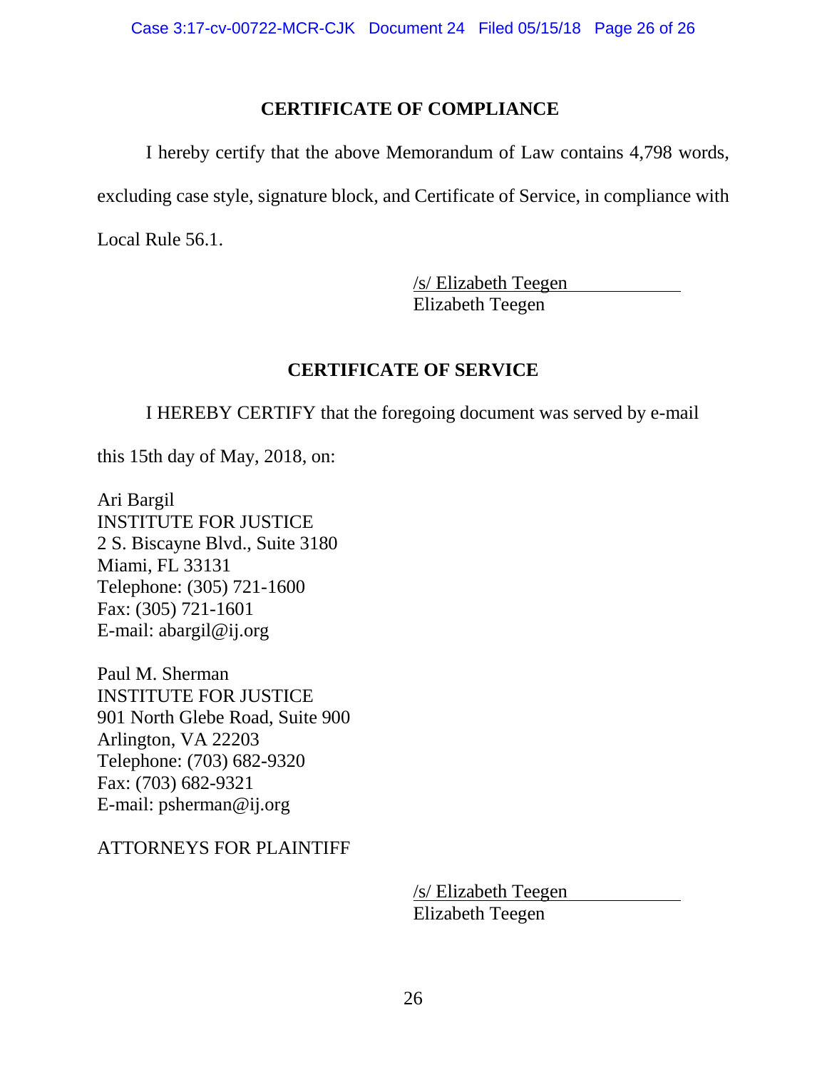## CERTIFICATE OF COMPLIANCE

I hereby certify that the above Memorandum of Law contains 4,798 words, excluding case style, signature block, and Certificate of Service, in compliance with Local Rule 56.1.

/s/ Elizabeth Teegen
Elizabeth Teegen

## CERTIFICATE OF SERVICE

I HEREBY CERTIFY that the foregoing document was served by e-mail this 15th day of May, 2018, on:

Ari Bargil
INSTITUTE FOR JUSTICE
2 S. Biscayne Blvd., Suite 3180
Miami, FL 33131
Telephone: (305) 721-1600
Fax: (305) 721-1601
E-mail: abargil@ij.org

Paul M. Sherman
INSTITUTE FOR JUSTICE
901 North Glebe Road, Suite 900
Arlington, VA 22203
Telephone: (703) 682-9320
Fax: (703) 682-9321
E-mail: psherman@ij.org

ATTORNEYS FOR PLAINTIFF

/s/ Elizabeth Teegen
Elizabeth Teegen